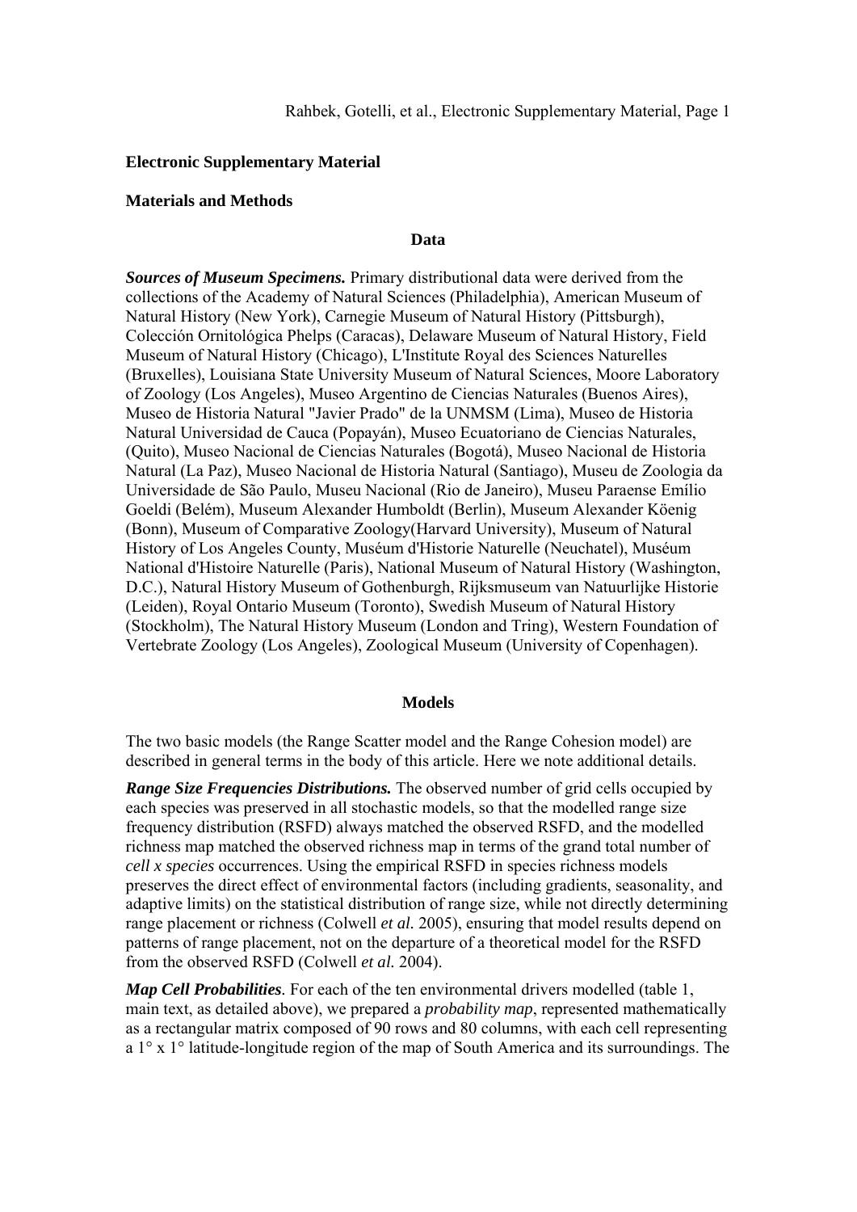**Electronic Supplementary Material**

**Materials and Methods**

**Data**

***Sources of Museum Specimens.*** Primary distributional data were derived from the collections of the Academy of Natural Sciences (Philadelphia), American Museum of Natural History (New York), Carnegie Museum of Natural History (Pittsburgh), Colección Ornitológica Phelps (Caracas), Delaware Museum of Natural History, Field Museum of Natural History (Chicago), L'Institute Royal des Sciences Naturelles (Bruxelles), Louisiana State University Museum of Natural Sciences, Moore Laboratory of Zoology (Los Angeles), Museo Argentino de Ciencias Naturales (Buenos Aires), Museo de Historia Natural "Javier Prado" de la UNMSM (Lima), Museo de Historia Natural Universidad de Cauca (Popayán), Museo Ecuatoriano de Ciencias Naturales, (Quito), Museo Nacional de Ciencias Naturales (Bogotá), Museo Nacional de Historia Natural (La Paz), Museo Nacional de Historia Natural (Santiago), Museu de Zoologia da Universidade de São Paulo, Museu Nacional (Rio de Janeiro), Museu Paraense Emílio Goeldi (Belém), Museum Alexander Humboldt (Berlin), Museum Alexander Köenig (Bonn), Museum of Comparative Zoology(Harvard University), Museum of Natural History of Los Angeles County, Muséum d'Historie Naturelle (Neuchatel), Muséum National d'Histoire Naturelle (Paris), National Museum of Natural History (Washington, D.C.), Natural History Museum of Gothenburgh, Rijksmuseum van Natuurlijke Historie (Leiden), Royal Ontario Museum (Toronto), Swedish Museum of Natural History (Stockholm), The Natural History Museum (London and Tring), Western Foundation of Vertebrate Zoology (Los Angeles), Zoological Museum (University of Copenhagen).

**Models**

The two basic models (the Range Scatter model and the Range Cohesion model) are described in general terms in the body of this article. Here we note additional details.

***Range Size Frequencies Distributions.*** The observed number of grid cells occupied by each species was preserved in all stochastic models, so that the modelled range size frequency distribution (RSFD) always matched the observed RSFD, and the modelled richness map matched the observed richness map in terms of the grand total number of *cell x species* occurrences. Using the empirical RSFD in species richness models preserves the direct effect of environmental factors (including gradients, seasonality, and adaptive limits) on the statistical distribution of range size, while not directly determining range placement or richness (Colwell *et al.* 2005), ensuring that model results depend on patterns of range placement, not on the departure of a theoretical model for the RSFD from the observed RSFD (Colwell *et al.* 2004).

***Map Cell Probabilities***. For each of the ten environmental drivers modelled (table 1, main text, as detailed above), we prepared a *probability map*, represented mathematically as a rectangular matrix composed of 90 rows and 80 columns, with each cell representing a 1° x 1° latitude-longitude region of the map of South America and its surroundings. The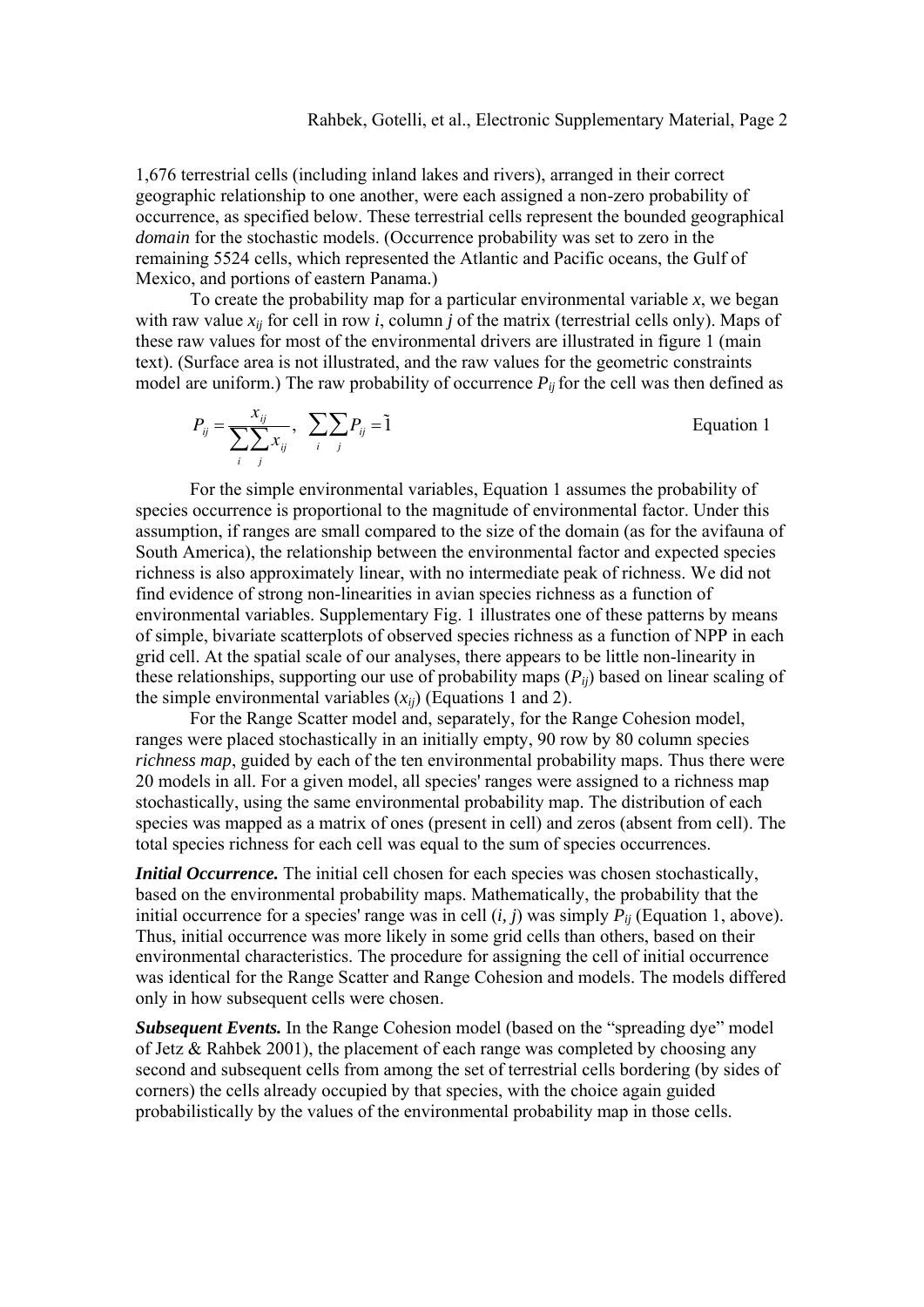1,676 terrestrial cells (including inland lakes and rivers), arranged in their correct geographic relationship to one another, were each assigned a non-zero probability of occurrence, as specified below. These terrestrial cells represent the bounded geographical *domain* for the stochastic models. (Occurrence probability was set to zero in the remaining 5524 cells, which represented the Atlantic and Pacific oceans, the Gulf of Mexico, and portions of eastern Panama.)

To create the probability map for a particular environmental variable $x$, we began with raw value $x_{ij}$ for cell in row $i$, column $j$ of the matrix (terrestrial cells only). Maps of these raw values for most of the environmental drivers are illustrated in figure 1 (main text). (Surface area is not illustrated, and the raw values for the geometric constraints model are uniform.) The raw probability of occurrence $P_{ij}$ for the cell was then defined as

$$P_{ij} = \frac{x_{ij}}{\sum_i \sum_j x_{ij}}, \quad \sum_i \sum_j P_{ij} = \tilde{1} \qquad \text{Equation 1}$$

For the simple environmental variables, Equation 1 assumes the probability of species occurrence is proportional to the magnitude of environmental factor. Under this assumption, if ranges are small compared to the size of the domain (as for the avifauna of South America), the relationship between the environmental factor and expected species richness is also approximately linear, with no intermediate peak of richness. We did not find evidence of strong non-linearities in avian species richness as a function of environmental variables. Supplementary Fig. 1 illustrates one of these patterns by means of simple, bivariate scatterplots of observed species richness as a function of NPP in each grid cell. At the spatial scale of our analyses, there appears to be little non-linearity in these relationships, supporting our use of probability maps ($P_{ij}$) based on linear scaling of the simple environmental variables ($x_{ij}$) (Equations 1 and 2).

For the Range Scatter model and, separately, for the Range Cohesion model, ranges were placed stochastically in an initially empty, 90 row by 80 column species *richness map*, guided by each of the ten environmental probability maps. Thus there were 20 models in all. For a given model, all species' ranges were assigned to a richness map stochastically, using the same environmental probability map. The distribution of each species was mapped as a matrix of ones (present in cell) and zeros (absent from cell). The total species richness for each cell was equal to the sum of species occurrences.

***Initial Occurrence.*** The initial cell chosen for each species was chosen stochastically, based on the environmental probability maps. Mathematically, the probability that the initial occurrence for a species' range was in cell $(i, j)$ was simply $P_{ij}$ (Equation 1, above). Thus, initial occurrence was more likely in some grid cells than others, based on their environmental characteristics. The procedure for assigning the cell of initial occurrence was identical for the Range Scatter and Range Cohesion and models. The models differed only in how subsequent cells were chosen.

***Subsequent Events.*** In the Range Cohesion model (based on the "spreading dye" model of Jetz & Rahbek 2001), the placement of each range was completed by choosing any second and subsequent cells from among the set of terrestrial cells bordering (by sides of corners) the cells already occupied by that species, with the choice again guided probabilistically by the values of the environmental probability map in those cells.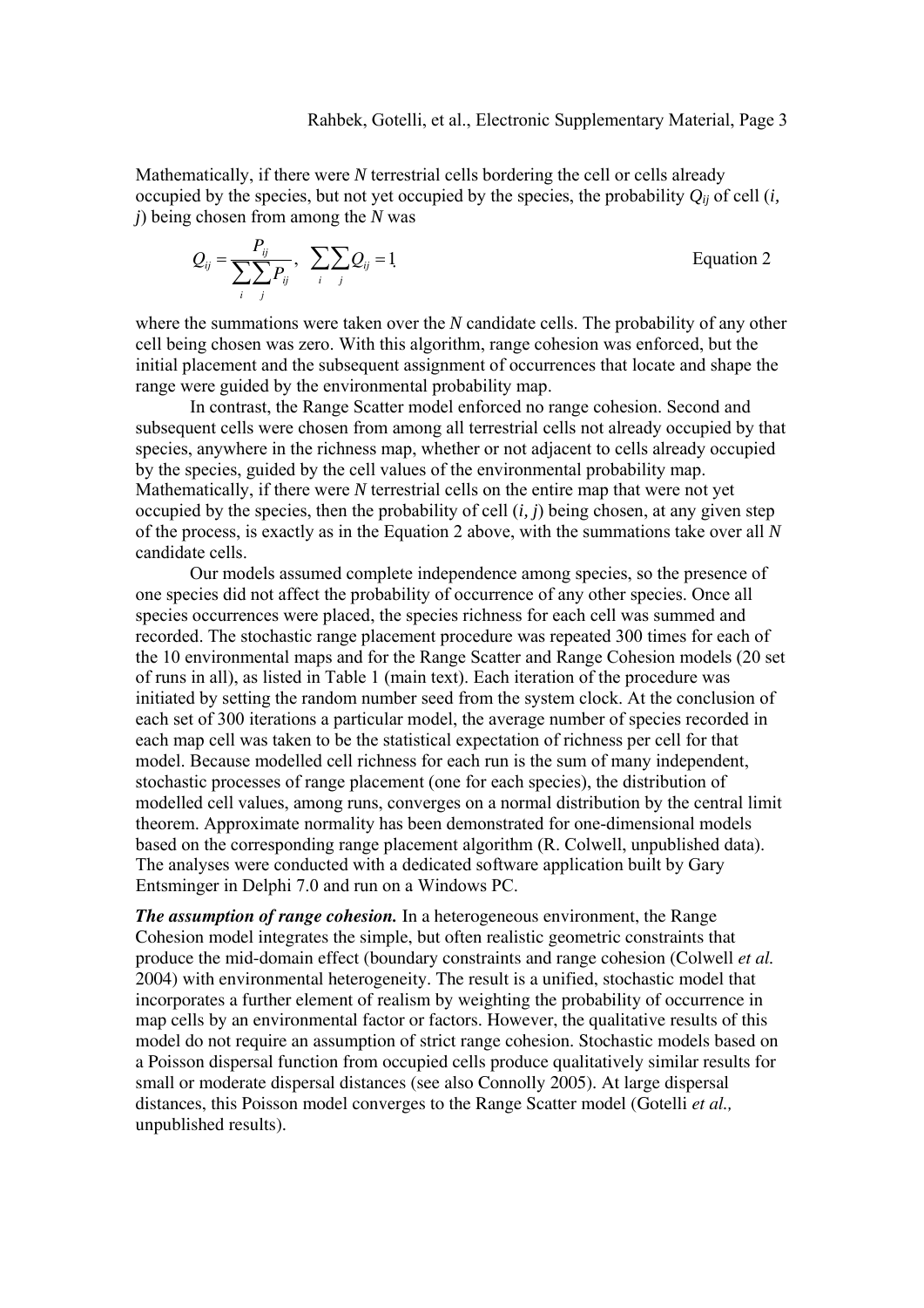Mathematically, if there were *N* terrestrial cells bordering the cell or cells already occupied by the species, but not yet occupied by the species, the probability $Q_{ij}$ of cell ($i$, $j$) being chosen from among the *N* was

$$Q_{ij} = \frac{P_{ij}}{\sum_i \sum_j P_{ij}}, \quad \sum_i \sum_j Q_{ij} = 1 \qquad \text{Equation 2}$$

where the summations were taken over the *N* candidate cells. The probability of any other cell being chosen was zero. With this algorithm, range cohesion was enforced, but the initial placement and the subsequent assignment of occurrences that locate and shape the range were guided by the environmental probability map.

In contrast, the Range Scatter model enforced no range cohesion. Second and subsequent cells were chosen from among all terrestrial cells not already occupied by that species, anywhere in the richness map, whether or not adjacent to cells already occupied by the species, guided by the cell values of the environmental probability map. Mathematically, if there were *N* terrestrial cells on the entire map that were not yet occupied by the species, then the probability of cell ($i$, $j$) being chosen, at any given step of the process, is exactly as in the Equation 2 above, with the summations take over all *N* candidate cells.

Our models assumed complete independence among species, so the presence of one species did not affect the probability of occurrence of any other species. Once all species occurrences were placed, the species richness for each cell was summed and recorded. The stochastic range placement procedure was repeated 300 times for each of the 10 environmental maps and for the Range Scatter and Range Cohesion models (20 set of runs in all), as listed in Table 1 (main text). Each iteration of the procedure was initiated by setting the random number seed from the system clock. At the conclusion of each set of 300 iterations a particular model, the average number of species recorded in each map cell was taken to be the statistical expectation of richness per cell for that model. Because modelled cell richness for each run is the sum of many independent, stochastic processes of range placement (one for each species), the distribution of modelled cell values, among runs, converges on a normal distribution by the central limit theorem. Approximate normality has been demonstrated for one-dimensional models based on the corresponding range placement algorithm (R. Colwell, unpublished data). The analyses were conducted with a dedicated software application built by Gary Entsminger in Delphi 7.0 and run on a Windows PC.

***The assumption of range cohesion.*** In a heterogeneous environment, the Range Cohesion model integrates the simple, but often realistic geometric constraints that produce the mid-domain effect (boundary constraints and range cohesion (Colwell *et al.* 2004) with environmental heterogeneity. The result is a unified, stochastic model that incorporates a further element of realism by weighting the probability of occurrence in map cells by an environmental factor or factors. However, the qualitative results of this model do not require an assumption of strict range cohesion. Stochastic models based on a Poisson dispersal function from occupied cells produce qualitatively similar results for small or moderate dispersal distances (see also Connolly 2005). At large dispersal distances, this Poisson model converges to the Range Scatter model (Gotelli *et al.,* unpublished results).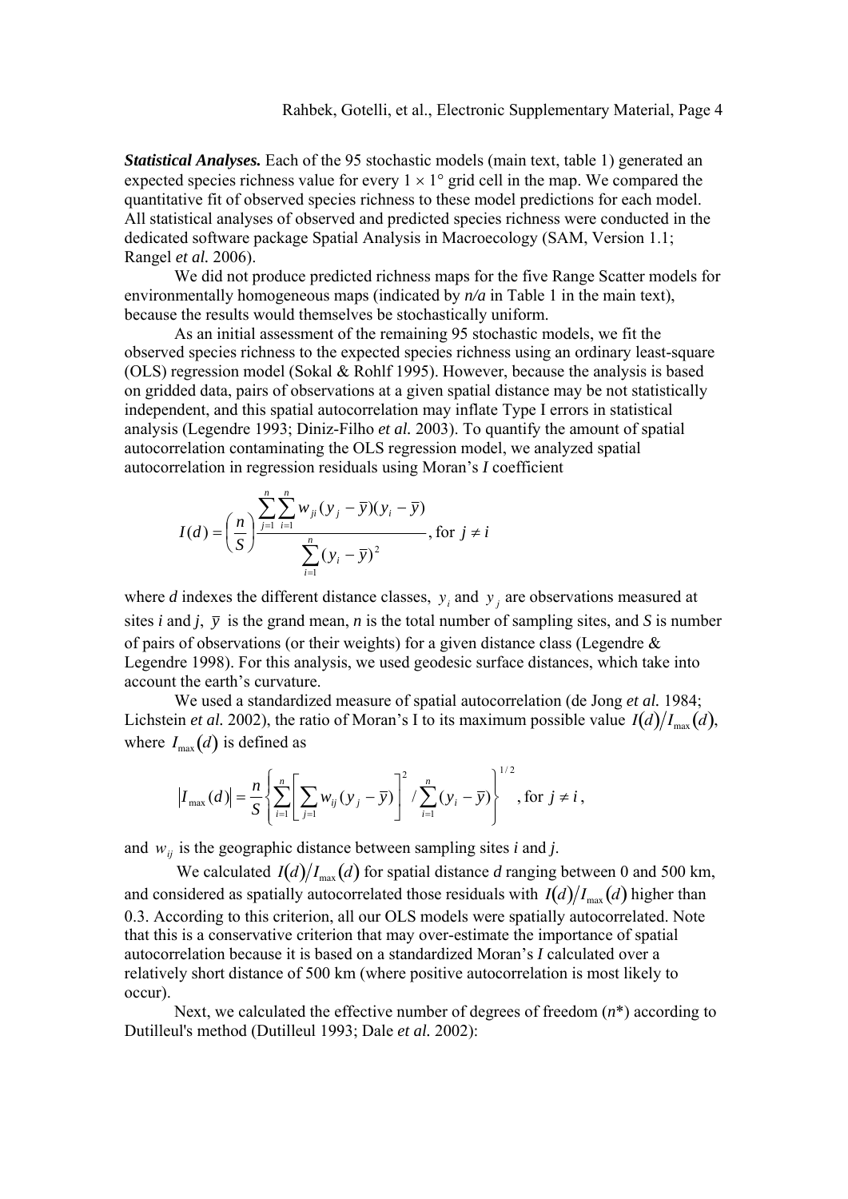***Statistical Analyses.*** Each of the 95 stochastic models (main text, table 1) generated an expected species richness value for every 1 × 1° grid cell in the map. We compared the quantitative fit of observed species richness to these model predictions for each model. All statistical analyses of observed and predicted species richness were conducted in the dedicated software package Spatial Analysis in Macroecology (SAM, Version 1.1; Rangel *et al.* 2006).

We did not produce predicted richness maps for the five Range Scatter models for environmentally homogeneous maps (indicated by *n/a* in Table 1 in the main text), because the results would themselves be stochastically uniform.

As an initial assessment of the remaining 95 stochastic models, we fit the observed species richness to the expected species richness using an ordinary least-square (OLS) regression model (Sokal & Rohlf 1995). However, because the analysis is based on gridded data, pairs of observations at a given spatial distance may be not statistically independent, and this spatial autocorrelation may inflate Type I errors in statistical analysis (Legendre 1993; Diniz-Filho *et al.* 2003). To quantify the amount of spatial autocorrelation contaminating the OLS regression model, we analyzed spatial autocorrelation in regression residuals using Moran's *I* coefficient

$$I(d) = \left(\frac{n}{S}\right) \frac{\sum_{j=1}^{n}\sum_{i=1}^{n} w_{ji}(y_j - \bar{y})(y_i - \bar{y})}{\sum_{i=1}^{n}(y_i - \bar{y})^2}, \text{ for } j \neq i$$

where *d* indexes the different distance classes, $y_i$ and $y_j$ are observations measured at sites *i* and *j*, $\bar{y}$ is the grand mean, *n* is the total number of sampling sites, and *S* is number of pairs of observations (or their weights) for a given distance class (Legendre & Legendre 1998). For this analysis, we used geodesic surface distances, which take into account the earth's curvature.

We used a standardized measure of spatial autocorrelation (de Jong *et al.* 1984; Lichstein *et al.* 2002), the ratio of Moran's I to its maximum possible value $I(d)/I_{\max}(d)$, where $I_{\max}(d)$ is defined as

$$\left|I_{\max}(d)\right| = \frac{n}{S}\left\{\sum_{i=1}^{n}\left[\sum_{j=1}^{n} w_{ij}(y_j - \bar{y})\right]^2 / \sum_{i=1}^{n}(y_i - \bar{y})\right\}^{1/2}, \text{ for } j \neq i,$$

and $w_{ij}$ is the geographic distance between sampling sites *i* and *j*.

We calculated $I(d)/I_{\max}(d)$ for spatial distance *d* ranging between 0 and 500 km, and considered as spatially autocorrelated those residuals with $I(d)/I_{\max}(d)$ higher than 0.3. According to this criterion, all our OLS models were spatially autocorrelated. Note that this is a conservative criterion that may over-estimate the importance of spatial autocorrelation because it is based on a standardized Moran's *I* calculated over a relatively short distance of 500 km (where positive autocorrelation is most likely to occur).

Next, we calculated the effective number of degrees of freedom ($n^*$) according to Dutilleul's method (Dutilleul 1993; Dale *et al.* 2002):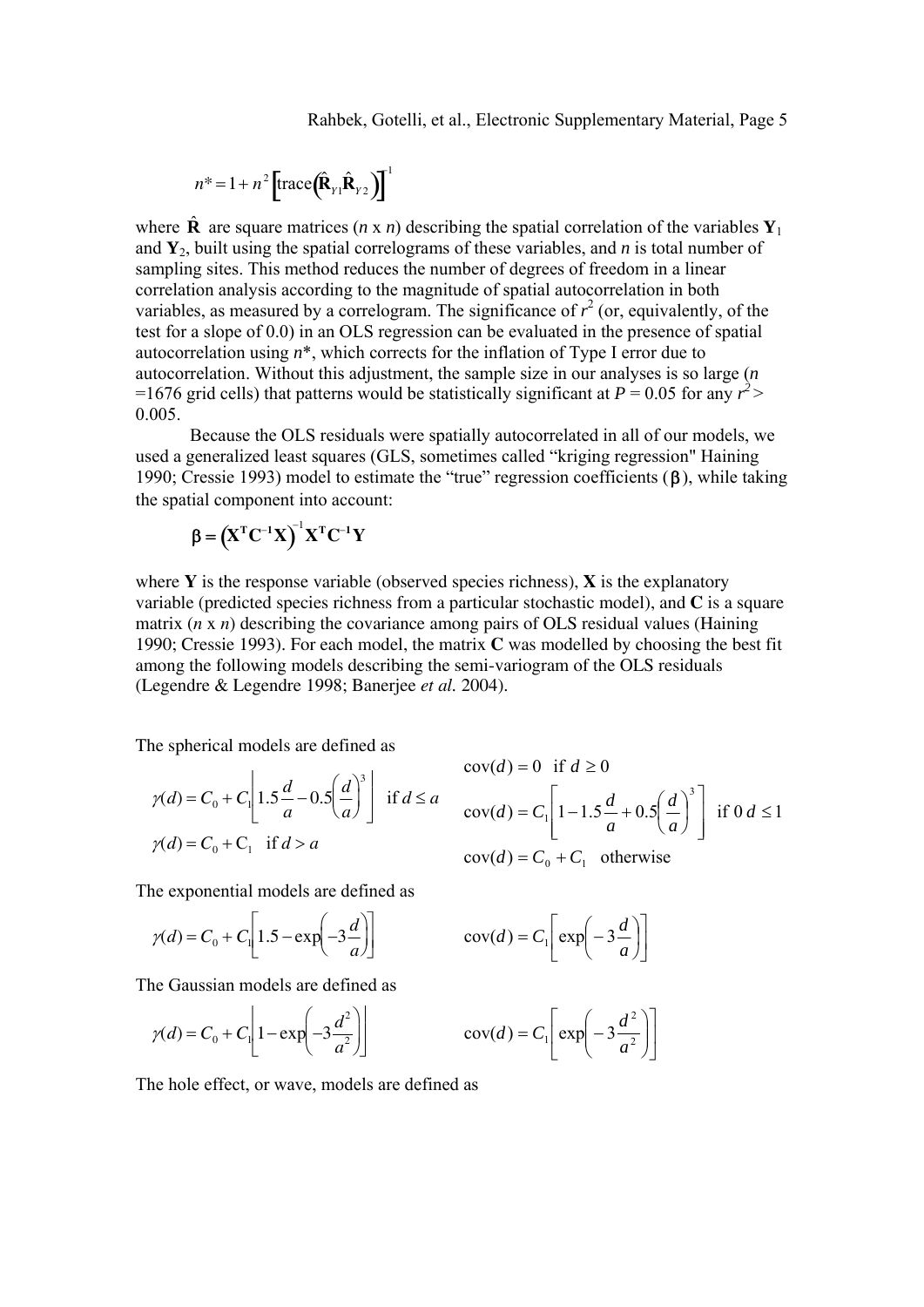$$n^* = 1 + n^2 \left[ \text{trace}\left( \hat{\mathbf{R}}_{Y1} \hat{\mathbf{R}}_{Y2} \right) \right]^{-1}$$

where $\hat{\mathbf{R}}$ are square matrices ($n$ x $n$) describing the spatial correlation of the variables $\mathbf{Y}_1$ and $\mathbf{Y}_2$, built using the spatial correlograms of these variables, and $n$ is total number of sampling sites. This method reduces the number of degrees of freedom in a linear correlation analysis according to the magnitude of spatial autocorrelation in both variables, as measured by a correlogram. The significance of $r^2$ (or, equivalently, of the test for a slope of 0.0) in an OLS regression can be evaluated in the presence of spatial autocorrelation using $n^*$, which corrects for the inflation of Type I error due to autocorrelation. Without this adjustment, the sample size in our analyses is so large ($n$ =1676 grid cells) that patterns would be statistically significant at $P = 0.05$ for any $r^2 >$ 0.005.

Because the OLS residuals were spatially autocorrelated in all of our models, we used a generalized least squares (GLS, sometimes called "kriging regression" Haining 1990; Cressie 1993) model to estimate the "true" regression coefficients ($\beta$), while taking the spatial component into account:

$$\beta = \left( \mathbf{X}^{\mathbf{T}} \mathbf{C}^{-1} \mathbf{X} \right)^{-1} \mathbf{X}^{\mathbf{T}} \mathbf{C}^{-1} \mathbf{Y}$$

where $\mathbf{Y}$ is the response variable (observed species richness), $\mathbf{X}$ is the explanatory variable (predicted species richness from a particular stochastic model), and $\mathbf{C}$ is a square matrix ($n$ x $n$) describing the covariance among pairs of OLS residual values (Haining 1990; Cressie 1993). For each model, the matrix $\mathbf{C}$ was modelled by choosing the best fit among the following models describing the semi-variogram of the OLS residuals (Legendre & Legendre 1998; Banerjee *et al.* 2004).

The spherical models are defined as

$$\gamma(d) = C_0 + C_1 \left[ 1.5\frac{d}{a} - 0.5\left(\frac{d}{a}\right)^3 \right] \quad \text{if } d \leq a$$

$$\gamma(d) = C_0 + C_1 \quad \text{if } d > a$$

$$\text{cov}(d) = 0 \quad \text{if } d \geq 0$$

$$\text{cov}(d) = C_1 \left[ 1 - 1.5\frac{d}{a} + 0.5\left(\frac{d}{a}\right)^3 \right] \quad \text{if } 0\ d \leq 1$$

$$\text{cov}(d) = C_0 + C_1 \quad \text{otherwise}$$

The exponential models are defined as

$$\gamma(d) = C_0 + C_1 \left[ 1.5 - \exp\left(-3\frac{d}{a}\right) \right] \qquad \text{cov}(d) = C_1 \left[ \exp\left(-3\frac{d}{a}\right) \right]$$

The Gaussian models are defined as

$$\gamma(d) = C_0 + C_1 \left[ 1 - \exp\left(-3\frac{d^2}{a^2}\right) \right] \qquad \text{cov}(d) = C_1 \left[ \exp\left(-3\frac{d^2}{a^2}\right) \right]$$

The hole effect, or wave, models are defined as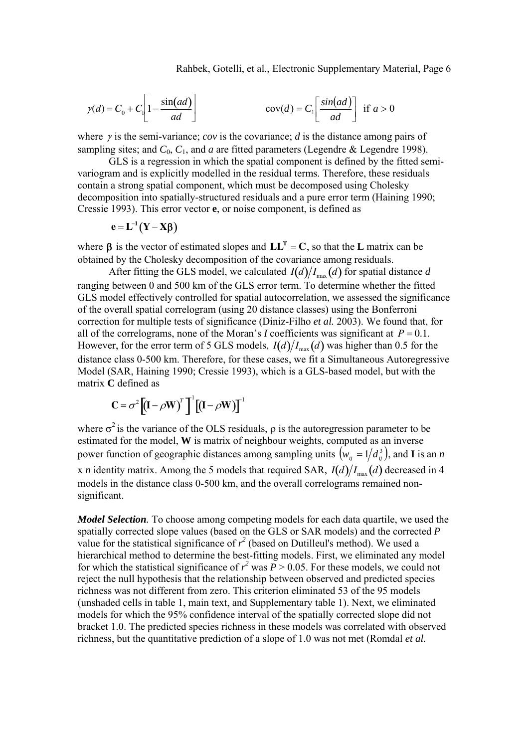$$\gamma(d) = C_0 + C_1\left[1 - \frac{\sin(ad)}{ad}\right] \qquad \qquad \text{cov}(d) = C_1\left[\frac{\sin(ad)}{ad}\right] \text{ if } a > 0$$

where $\gamma$ is the semi-variance; *cov* is the covariance; *d* is the distance among pairs of sampling sites; and $C_0$, $C_1$, and *a* are fitted parameters (Legendre & Legendre 1998).

GLS is a regression in which the spatial component is defined by the fitted semi-variogram and is explicitly modelled in the residual terms. Therefore, these residuals contain a strong spatial component, which must be decomposed using Cholesky decomposition into spatially-structured residuals and a pure error term (Haining 1990; Cressie 1993). This error vector **e**, or noise component, is defined as

$$\mathbf{e} = \mathbf{L}^{-1}(\mathbf{Y} - \mathbf{X}\boldsymbol{\beta})$$

where $\boldsymbol{\beta}$ is the vector of estimated slopes and $\mathbf{LL}^{\mathbf{T}} = \mathbf{C}$, so that the **L** matrix can be obtained by the Cholesky decomposition of the covariance among residuals.

After fitting the GLS model, we calculated $I(d)/I_{\max}(d)$ for spatial distance *d* ranging between 0 and 500 km of the GLS error term. To determine whether the fitted GLS model effectively controlled for spatial autocorrelation, we assessed the significance of the overall spatial correlogram (using 20 distance classes) using the Bonferroni correction for multiple tests of significance (Diniz-Filho *et al.* 2003). We found that, for all of the correlograms, none of the Moran's *I* coefficients was significant at $P = 0.1$. However, for the error term of 5 GLS models, $I(d)/I_{\max}(d)$ was higher than 0.5 for the distance class 0-500 km. Therefore, for these cases, we fit a Simultaneous Autoregressive Model (SAR, Haining 1990; Cressie 1993), which is a GLS-based model, but with the matrix **C** defined as

$$\mathbf{C} = \sigma^2\left[(\mathbf{I} - \rho\mathbf{W})^T\right]^{-1}\left[(\mathbf{I} - \rho\mathbf{W})\right]^{-1}$$

where $\sigma^2$ is the variance of the OLS residuals, $\rho$ is the autoregression parameter to be estimated for the model, **W** is matrix of neighbour weights, computed as an inverse power function of geographic distances among sampling units $\left(w_{ij} = 1/d_{ij}^3\right)$, and **I** is an *n* x *n* identity matrix. Among the 5 models that required SAR, $I(d)/I_{\max}(d)$ decreased in 4 models in the distance class 0-500 km, and the overall correlograms remained non-significant.

***Model Selection.*** To choose among competing models for each data quartile, we used the spatially corrected slope values (based on the GLS or SAR models) and the corrected *P* value for the statistical significance of $r^2$ (based on Dutilleul's method). We used a hierarchical method to determine the best-fitting models. First, we eliminated any model for which the statistical significance of $r^2$ was $P > 0.05$. For these models, we could not reject the null hypothesis that the relationship between observed and predicted species richness was not different from zero. This criterion eliminated 53 of the 95 models (unshaded cells in table 1, main text, and Supplementary table 1). Next, we eliminated models for which the 95% confidence interval of the spatially corrected slope did not bracket 1.0. The predicted species richness in these models was correlated with observed richness, but the quantitative prediction of a slope of 1.0 was not met (Romdal *et al.*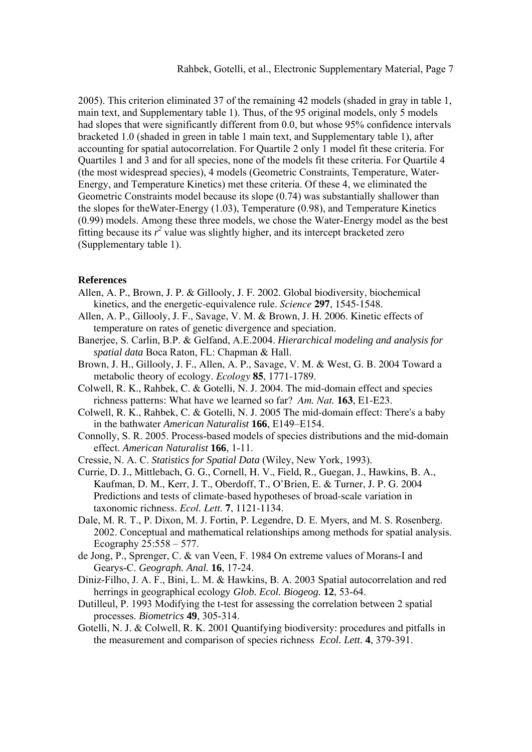2005). This criterion eliminated 37 of the remaining 42 models (shaded in gray in table 1, main text, and Supplementary table 1). Thus, of the 95 original models, only 5 models had slopes that were significantly different from 0.0, but whose 95% confidence intervals bracketed 1.0 (shaded in green in table 1 main text, and Supplementary table 1), after accounting for spatial autocorrelation. For Quartile 2 only 1 model fit these criteria. For Quartiles 1 and 3 and for all species, none of the models fit these criteria. For Quartile 4 (the most widespread species), 4 models (Geometric Constraints, Temperature, Water-Energy, and Temperature Kinetics) met these criteria. Of these 4, we eliminated the Geometric Constraints model because its slope (0.74) was substantially shallower than the slopes for theWater-Energy (1.03), Temperature (0.98), and Temperature Kinetics (0.99) models. Among these three models, we chose the Water-Energy model as the best fitting because its $r^2$ value was slightly higher, and its intercept bracketed zero (Supplementary table 1).

## References

Allen, A. P., Brown, J. P. & Gillooly, J. F. 2002. Global biodiversity, biochemical kinetics, and the energetic-equivalence rule. *Science* **297**, 1545-1548.

Allen, A. P., Gillooly, J. F., Savage, V. M. & Brown, J. H. 2006. Kinetic effects of temperature on rates of genetic divergence and speciation.

Banerjee, S. Carlin, B.P. & Gelfand, A.E.2004. *Hierarchical modeling and analysis for spatial data* Boca Raton, FL: Chapman & Hall.

Brown, J. H., Gillooly, J. F., Allen, A. P., Savage, V. M. & West, G. B. 2004 Toward a metabolic theory of ecology. *Ecology* **85**, 1771-1789.

Colwell, R. K., Rahbek, C. & Gotelli, N. J. 2004. The mid-domain effect and species richness patterns: What have we learned so far? *Am. Nat.* **163**, E1-E23.

Colwell, R. K., Rahbek, C. & Gotelli, N. J. 2005 The mid-domain effect: There's a baby in the bathwater *American Naturalist* **166**, E149–E154.

Connolly, S. R. 2005. Process-based models of species distributions and the mid-domain effect. *American Naturalist* **166**, 1-11.

Cressie, N. A. C. *Statistics for Spatial Data* (Wiley, New York, 1993).

Currie, D. J., Mittlebach, G. G., Cornell, H. V., Field, R., Guegan, J., Hawkins, B. A., Kaufman, D. M., Kerr, J. T., Oberdoff, T., O'Brien, E. & Turner, J. P. G. 2004 Predictions and tests of climate-based hypotheses of broad-scale variation in taxonomic richness. *Ecol. Lett.* **7**, 1121-1134.

Dale, M. R. T., P. Dixon, M. J. Fortin, P. Legendre, D. E. Myers, and M. S. Rosenberg. 2002. Conceptual and mathematical relationships among methods for spatial analysis. Ecography 25:558 – 577.

de Jong, P., Sprenger, C. & van Veen, F. 1984 On extreme values of Morans-I and Gearys-C. *Geograph. Anal.* **16**, 17-24.

Diniz-Filho, J. A. F., Bini, L. M. & Hawkins, B. A. 2003 Spatial autocorrelation and red herrings in geographical ecology *Glob. Ecol. Biogeog.* **12**, 53-64.

Dutilleul, P. 1993 Modifying the t-test for assessing the correlation between 2 spatial processes. *Biometrics* **49**, 305-314.

Gotelli, N. J. & Colwell, R. K. 2001 Quantifying biodiversity: procedures and pitfalls in the measurement and comparison of species richness *Ecol. Lett.* **4**, 379-391.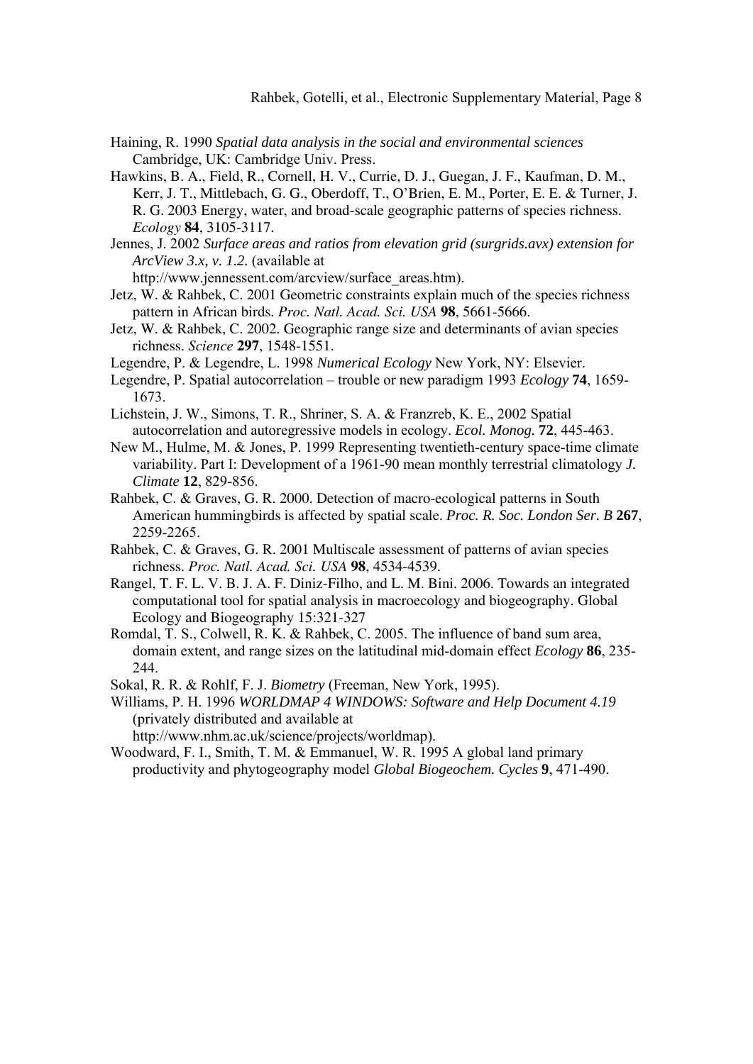Haining, R. 1990 *Spatial data analysis in the social and environmental sciences* Cambridge, UK: Cambridge Univ. Press.

Hawkins, B. A., Field, R., Cornell, H. V., Currie, D. J., Guegan, J. F., Kaufman, D. M., Kerr, J. T., Mittlebach, G. G., Oberdoff, T., O'Brien, E. M., Porter, E. E. & Turner, J. R. G. 2003 Energy, water, and broad-scale geographic patterns of species richness. *Ecology* **84**, 3105-3117.

Jennes, J. 2002 *Surface areas and ratios from elevation grid (surgrids.avx) extension for ArcView 3.x, v. 1.2.* (available at http://www.jennessent.com/arcview/surface_areas.htm).

Jetz, W. & Rahbek, C. 2001 Geometric constraints explain much of the species richness pattern in African birds. *Proc. Natl. Acad. Sci. USA* **98**, 5661-5666.

Jetz, W. & Rahbek, C. 2002. Geographic range size and determinants of avian species richness. *Science* **297**, 1548-1551.

Legendre, P. & Legendre, L. 1998 *Numerical Ecology* New York, NY: Elsevier.

Legendre, P. Spatial autocorrelation – trouble or new paradigm 1993 *Ecology* **74**, 1659-1673.

Lichstein, J. W., Simons, T. R., Shriner, S. A. & Franzreb, K. E., 2002 Spatial autocorrelation and autoregressive models in ecology. *Ecol. Monog.* **72**, 445-463.

New M., Hulme, M. & Jones, P. 1999 Representing twentieth-century space-time climate variability. Part I: Development of a 1961-90 mean monthly terrestrial climatology *J. Climate* **12**, 829-856.

Rahbek, C. & Graves, G. R. 2000. Detection of macro-ecological patterns in South American hummingbirds is affected by spatial scale. *Proc. R. Soc. London Ser. B* **267**, 2259-2265.

Rahbek, C. & Graves, G. R. 2001 Multiscale assessment of patterns of avian species richness. *Proc. Natl. Acad. Sci. USA* **98**, 4534-4539.

Rangel, T. F. L. V. B. J. A. F. Diniz-Filho, and L. M. Bini. 2006. Towards an integrated computational tool for spatial analysis in macroecology and biogeography. Global Ecology and Biogeography 15:321-327

Romdal, T. S., Colwell, R. K. & Rahbek, C. 2005. The influence of band sum area, domain extent, and range sizes on the latitudinal mid-domain effect *Ecology* **86**, 235-244.

Sokal, R. R. & Rohlf, F. J. *Biometry* (Freeman, New York, 1995).

Williams, P. H. 1996 *WORLDMAP 4 WINDOWS: Software and Help Document 4.19* (privately distributed and available at http://www.nhm.ac.uk/science/projects/worldmap).

Woodward, F. I., Smith, T. M. & Emmanuel, W. R. 1995 A global land primary productivity and phytogeography model *Global Biogeochem. Cycles* **9**, 471-490.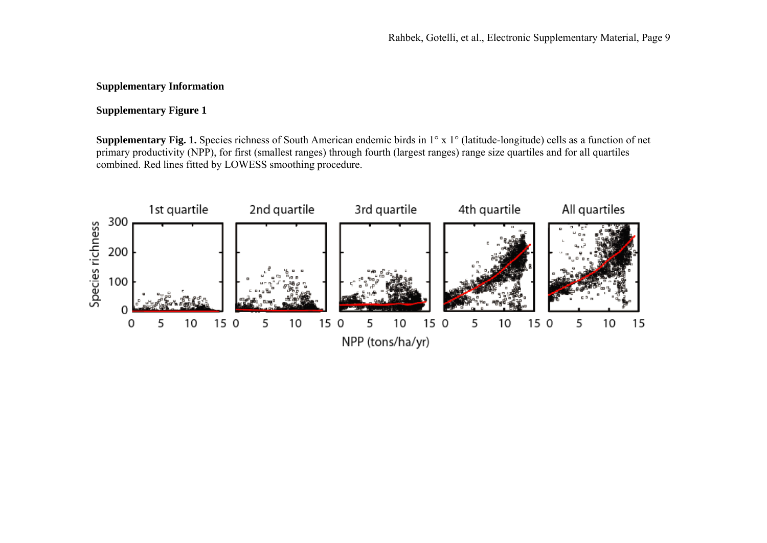**Supplementary Information**

**Supplementary Figure 1**

**Supplementary Fig. 1.** Species richness of South American endemic birds in 1° x 1° (latitude-longitude) cells as a function of net primary productivity (NPP), for first (smallest ranges) through fourth (largest ranges) range size quartiles and for all quartiles combined. Red lines fitted by LOWESS smoothing procedure.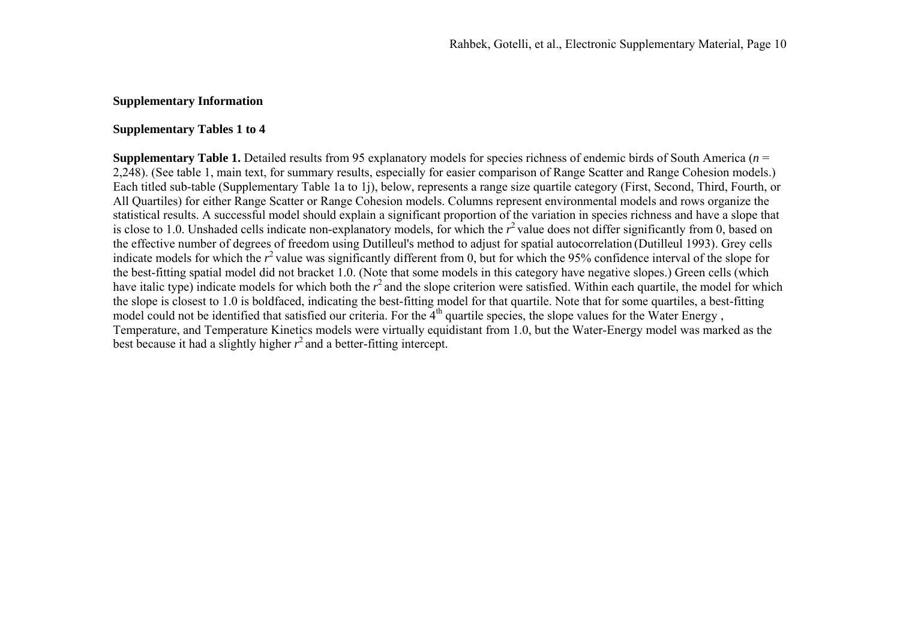**Supplementary Information**

**Supplementary Tables 1 to 4**

**Supplementary Table 1.** Detailed results from 95 explanatory models for species richness of endemic birds of South America (*n* = 2,248). (See table 1, main text, for summary results, especially for easier comparison of Range Scatter and Range Cohesion models.) Each titled sub-table (Supplementary Table 1a to 1j), below, represents a range size quartile category (First, Second, Third, Fourth, or All Quartiles) for either Range Scatter or Range Cohesion models. Columns represent environmental models and rows organize the statistical results. A successful model should explain a significant proportion of the variation in species richness and have a slope that is close to 1.0. Unshaded cells indicate non-explanatory models, for which the $r^2$ value does not differ significantly from 0, based on the effective number of degrees of freedom using Dutilleul's method to adjust for spatial autocorrelation (Dutilleul 1993). Grey cells indicate models for which the $r^2$ value was significantly different from 0, but for which the 95% confidence interval of the slope for the best-fitting spatial model did not bracket 1.0. (Note that some models in this category have negative slopes.) Green cells (which have italic type) indicate models for which both the $r^2$ and the slope criterion were satisfied. Within each quartile, the model for which the slope is closest to 1.0 is boldfaced, indicating the best-fitting model for that quartile. Note that for some quartiles, a best-fitting model could not be identified that satisfied our criteria. For the 4th quartile species, the slope values for the Water Energy , Temperature, and Temperature Kinetics models were virtually equidistant from 1.0, but the Water-Energy model was marked as the best because it had a slightly higher $r^2$ and a better-fitting intercept.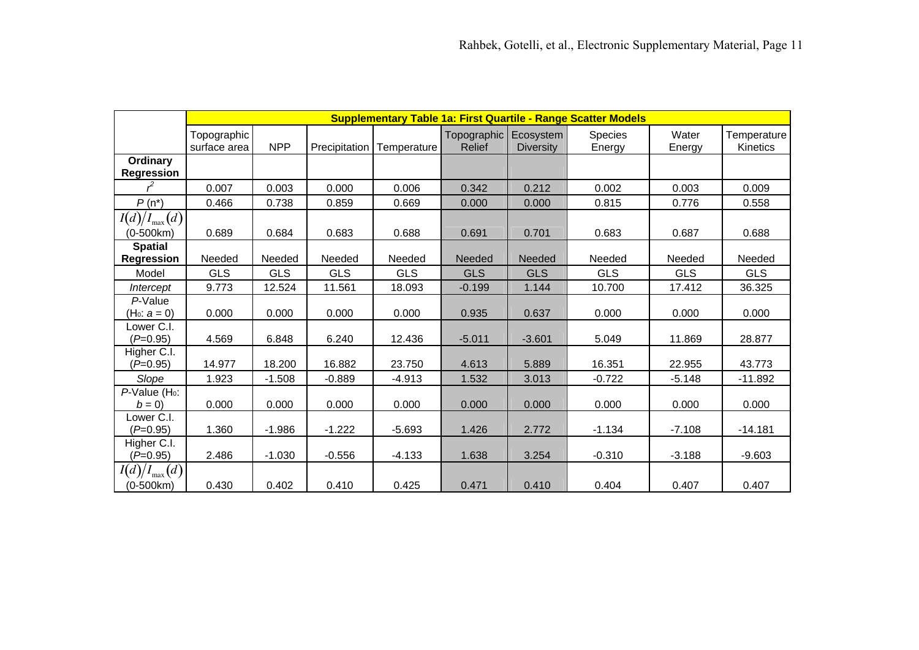| | Supplementary Table 1a: First Quartile - Range Scatter Models | | | | | | | | |
|---|---|---|---|---|---|---|---|---|---|
| | Topographic surface area | NPP | Precipitation | Temperature | Topographic Relief | Ecosystem Diversity | Species Energy | Water Energy | Temperature Kinetics |
| **Ordinary Regression** | | | | | | | | | |
| $r^2$ | 0.007 | 0.003 | 0.000 | 0.006 | 0.342 | 0.212 | 0.002 | 0.003 | 0.009 |
| $P$ (n*) | 0.466 | 0.738 | 0.859 | 0.669 | 0.000 | 0.000 | 0.815 | 0.776 | 0.558 |
| $I(d)/I_{max}(d)$ (0-500km) | 0.689 | 0.684 | 0.683 | 0.688 | 0.691 | 0.701 | 0.683 | 0.687 | 0.688 |
| **Spatial Regression** | Needed | Needed | Needed | Needed | Needed | Needed | Needed | Needed | Needed |
| Model | GLS | GLS | GLS | GLS | GLS | GLS | GLS | GLS | GLS |
| *Intercept* | 9.773 | 12.524 | 11.561 | 18.093 | -0.199 | 1.144 | 10.700 | 17.412 | 36.325 |
| *P*-Value ($H_0$: $a = 0$) | 0.000 | 0.000 | 0.000 | 0.000 | 0.935 | 0.637 | 0.000 | 0.000 | 0.000 |
| Lower C.I. (*P*=0.95) | 4.569 | 6.848 | 6.240 | 12.436 | -5.011 | -3.601 | 5.049 | 11.869 | 28.877 |
| Higher C.I. (*P*=0.95) | 14.977 | 18.200 | 16.882 | 23.750 | 4.613 | 5.889 | 16.351 | 22.955 | 43.773 |
| *Slope* | 1.923 | -1.508 | -0.889 | -4.913 | 1.532 | 3.013 | -0.722 | -5.148 | -11.892 |
| *P*-Value ($H_0$: $b = 0$) | 0.000 | 0.000 | 0.000 | 0.000 | 0.000 | 0.000 | 0.000 | 0.000 | 0.000 |
| Lower C.I. (*P*=0.95) | 1.360 | -1.986 | -1.222 | -5.693 | 1.426 | 2.772 | -1.134 | -7.108 | -14.181 |
| Higher C.I. (*P*=0.95) | 2.486 | -1.030 | -0.556 | -4.133 | 1.638 | 3.254 | -0.310 | -3.188 | -9.603 |
| $I(d)/I_{max}(d)$ (0-500km) | 0.430 | 0.402 | 0.410 | 0.425 | 0.471 | 0.410 | 0.404 | 0.407 | 0.407 |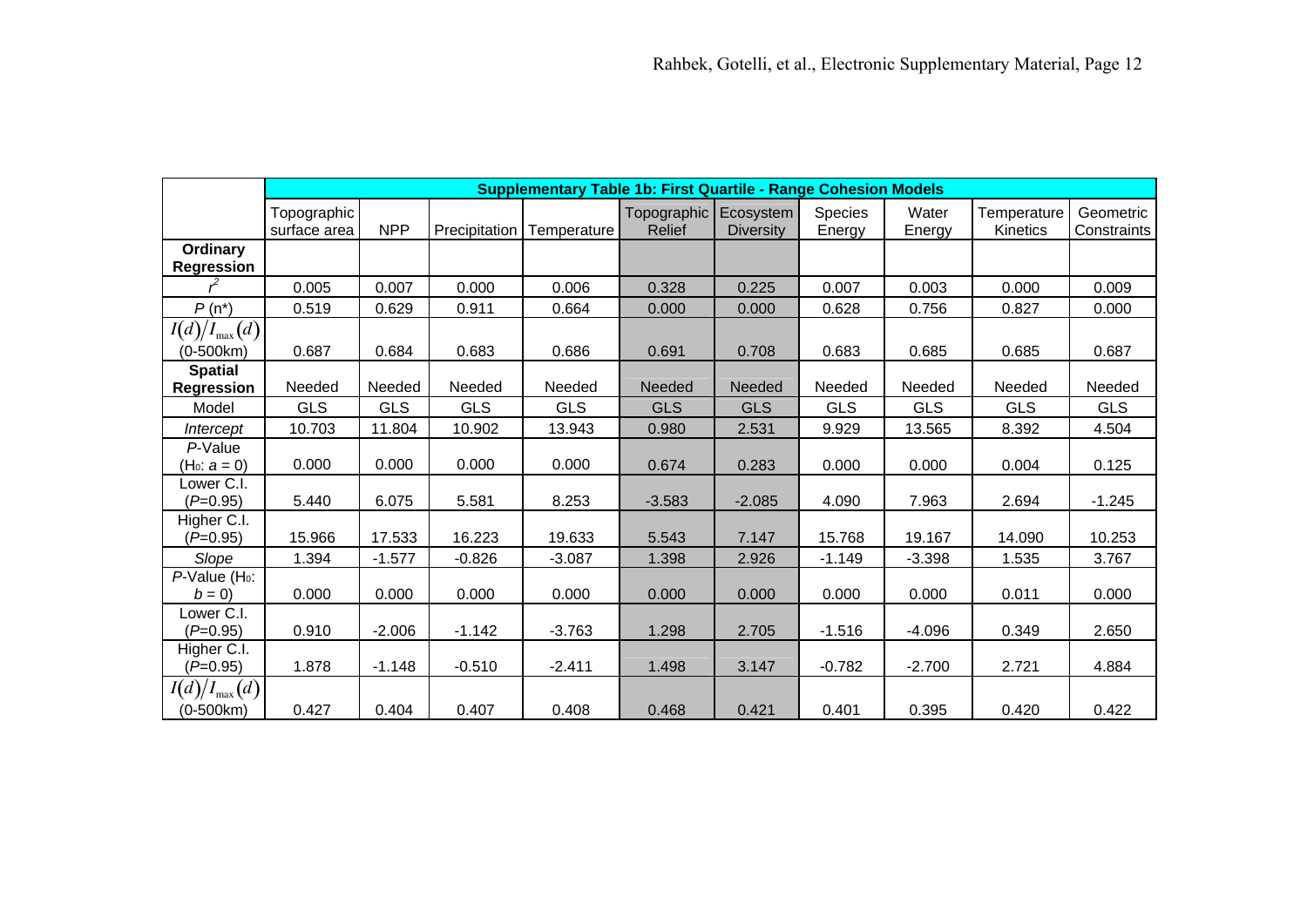| | Supplementary Table 1b: First Quartile - Range Cohesion Models | | | | | | | | | |
|---|---|---|---|---|---|---|---|---|---|---|
| | Topographic surface area | NPP | Precipitation | Temperature | Topographic Relief | Ecosystem Diversity | Species Energy | Water Energy | Temperature Kinetics | Geometric Constraints |
| **Ordinary Regression** | | | | | | | | | | |
| $r^2$ | 0.005 | 0.007 | 0.000 | 0.006 | 0.328 | 0.225 | 0.007 | 0.003 | 0.000 | 0.009 |
| $P$ (n*) | 0.519 | 0.629 | 0.911 | 0.664 | 0.000 | 0.000 | 0.628 | 0.756 | 0.827 | 0.000 |
| $I(d)/I_{\max}(d)$ (0-500km) | 0.687 | 0.684 | 0.683 | 0.686 | 0.691 | 0.708 | 0.683 | 0.685 | 0.685 | 0.687 |
| **Spatial Regression** | Needed | Needed | Needed | Needed | Needed | Needed | Needed | Needed | Needed | Needed |
| Model | GLS | GLS | GLS | GLS | GLS | GLS | GLS | GLS | GLS | GLS |
| *Intercept* | 10.703 | 11.804 | 10.902 | 13.943 | 0.980 | 2.531 | 9.929 | 13.565 | 8.392 | 4.504 |
| $P$-Value ($H_0$: $a = 0$) | 0.000 | 0.000 | 0.000 | 0.000 | 0.674 | 0.283 | 0.000 | 0.000 | 0.004 | 0.125 |
| Lower C.I. ($P$=0.95) | 5.440 | 6.075 | 5.581 | 8.253 | -3.583 | -2.085 | 4.090 | 7.963 | 2.694 | -1.245 |
| Higher C.I. ($P$=0.95) | 15.966 | 17.533 | 16.223 | 19.633 | 5.543 | 7.147 | 15.768 | 19.167 | 14.090 | 10.253 |
| *Slope* | 1.394 | -1.577 | -0.826 | -3.087 | 1.398 | 2.926 | -1.149 | -3.398 | 1.535 | 3.767 |
| $P$-Value ($H_0$: $b = 0$) | 0.000 | 0.000 | 0.000 | 0.000 | 0.000 | 0.000 | 0.000 | 0.000 | 0.011 | 0.000 |
| Lower C.I. ($P$=0.95) | 0.910 | -2.006 | -1.142 | -3.763 | 1.298 | 2.705 | -1.516 | -4.096 | 0.349 | 2.650 |
| Higher C.I. ($P$=0.95) | 1.878 | -1.148 | -0.510 | -2.411 | 1.498 | 3.147 | -0.782 | -2.700 | 2.721 | 4.884 |
| $I(d)/I_{\max}(d)$ (0-500km) | 0.427 | 0.404 | 0.407 | 0.408 | 0.468 | 0.421 | 0.401 | 0.395 | 0.420 | 0.422 |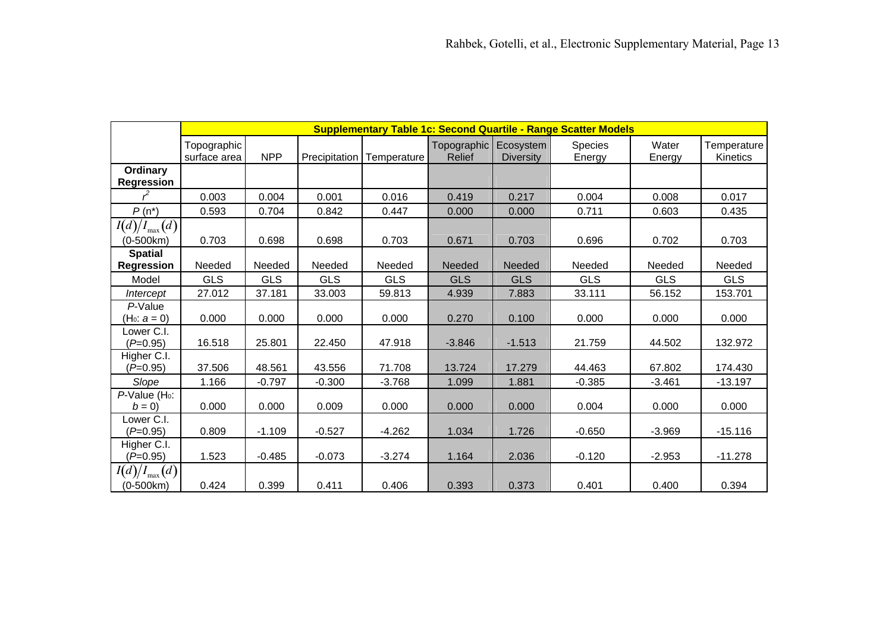| | Supplementary Table 1c: Second Quartile - Range Scatter Models | | | | | | | | |
|---|---|---|---|---|---|---|---|---|---|
| | Topographic surface area | NPP | Precipitation | Temperature | Topographic Relief | Ecosystem Diversity | Species Energy | Water Energy | Temperature Kinetics |
| **Ordinary Regression** | | | | | | | | | |
| $r^2$ | 0.003 | 0.004 | 0.001 | 0.016 | 0.419 | 0.217 | 0.004 | 0.008 | 0.017 |
| $P$ (n*) | 0.593 | 0.704 | 0.842 | 0.447 | 0.000 | 0.000 | 0.711 | 0.603 | 0.435 |
| $I(d)/I_{\max}(d)$ (0-500km) | 0.703 | 0.698 | 0.698 | 0.703 | 0.671 | 0.703 | 0.696 | 0.702 | 0.703 |
| **Spatial Regression** | Needed | Needed | Needed | Needed | Needed | Needed | Needed | Needed | Needed |
| Model | GLS | GLS | GLS | GLS | GLS | GLS | GLS | GLS | GLS |
| *Intercept* | 27.012 | 37.181 | 33.003 | 59.813 | 4.939 | 7.883 | 33.111 | 56.152 | 153.701 |
| *P*-Value ($H_0$: $a = 0$) | 0.000 | 0.000 | 0.000 | 0.000 | 0.270 | 0.100 | 0.000 | 0.000 | 0.000 |
| Lower C.I. ($P$=0.95) | 16.518 | 25.801 | 22.450 | 47.918 | -3.846 | -1.513 | 21.759 | 44.502 | 132.972 |
| Higher C.I. ($P$=0.95) | 37.506 | 48.561 | 43.556 | 71.708 | 13.724 | 17.279 | 44.463 | 67.802 | 174.430 |
| *Slope* | 1.166 | -0.797 | -0.300 | -3.768 | 1.099 | 1.881 | -0.385 | -3.461 | -13.197 |
| *P*-Value ($H_0$: $b = 0$) | 0.000 | 0.000 | 0.009 | 0.000 | 0.000 | 0.000 | 0.004 | 0.000 | 0.000 |
| Lower C.I. ($P$=0.95) | 0.809 | -1.109 | -0.527 | -4.262 | 1.034 | 1.726 | -0.650 | -3.969 | -15.116 |
| Higher C.I. ($P$=0.95) | 1.523 | -0.485 | -0.073 | -3.274 | 1.164 | 2.036 | -0.120 | -2.953 | -11.278 |
| $I(d)/I_{\max}(d)$ (0-500km) | 0.424 | 0.399 | 0.411 | 0.406 | 0.393 | 0.373 | 0.401 | 0.400 | 0.394 |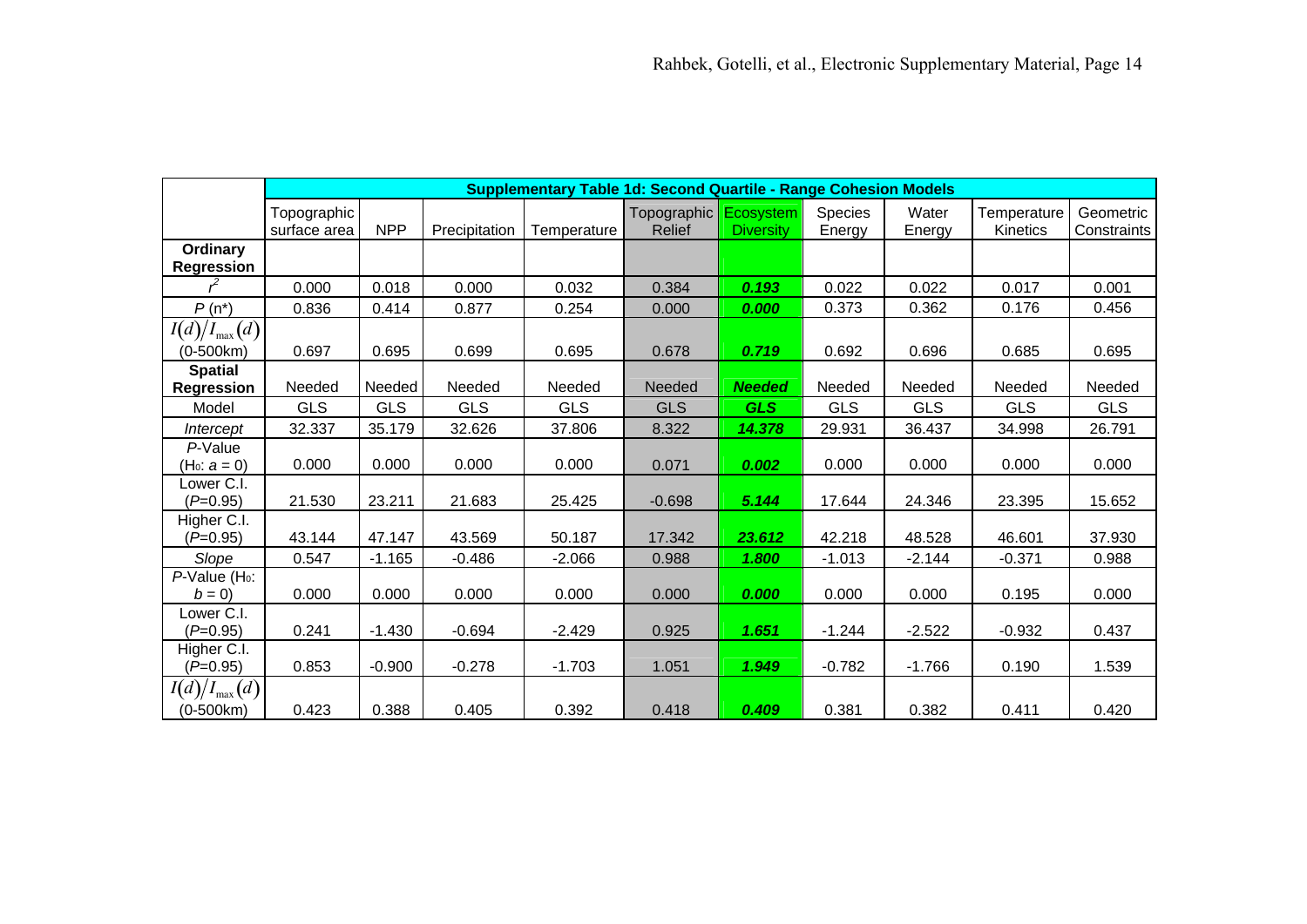| | Supplementary Table 1d: Second Quartile - Range Cohesion Models | | | | | | | | | |
|---|---|---|---|---|---|---|---|---|---|---|
| | Topographic surface area | NPP | Precipitation | Temperature | Topographic Relief | Ecosystem Diversity | Species Energy | Water Energy | Temperature Kinetics | Geometric Constraints |
| **Ordinary Regression** | | | | | | | | | | |
| $r^2$ | 0.000 | 0.018 | 0.000 | 0.032 | 0.384 | ***0.193*** | 0.022 | 0.022 | 0.017 | 0.001 |
| $P$ (n*) | 0.836 | 0.414 | 0.877 | 0.254 | 0.000 | ***0.000*** | 0.373 | 0.362 | 0.176 | 0.456 |
| $I(d)/I_{\max}(d)$ (0-500km) | 0.697 | 0.695 | 0.699 | 0.695 | 0.678 | ***0.719*** | 0.692 | 0.696 | 0.685 | 0.695 |
| **Spatial Regression** | Needed | Needed | Needed | Needed | Needed | ***Needed*** | Needed | Needed | Needed | Needed |
| Model | GLS | GLS | GLS | GLS | GLS | ***GLS*** | GLS | GLS | GLS | GLS |
| *Intercept* | 32.337 | 35.179 | 32.626 | 37.806 | 8.322 | ***14.378*** | 29.931 | 36.437 | 34.998 | 26.791 |
| $P$-Value ($H_0$: $a = 0$) | 0.000 | 0.000 | 0.000 | 0.000 | 0.071 | ***0.002*** | 0.000 | 0.000 | 0.000 | 0.000 |
| Lower C.I. ($P$=0.95) | 21.530 | 23.211 | 21.683 | 25.425 | -0.698 | ***5.144*** | 17.644 | 24.346 | 23.395 | 15.652 |
| Higher C.I. ($P$=0.95) | 43.144 | 47.147 | 43.569 | 50.187 | 17.342 | ***23.612*** | 42.218 | 48.528 | 46.601 | 37.930 |
| *Slope* | 0.547 | -1.165 | -0.486 | -2.066 | 0.988 | ***1.800*** | -1.013 | -2.144 | -0.371 | 0.988 |
| $P$-Value ($H_0$: $b = 0$) | 0.000 | 0.000 | 0.000 | 0.000 | 0.000 | ***0.000*** | 0.000 | 0.000 | 0.195 | 0.000 |
| Lower C.I. ($P$=0.95) | 0.241 | -1.430 | -0.694 | -2.429 | 0.925 | ***1.651*** | -1.244 | -2.522 | -0.932 | 0.437 |
| Higher C.I. ($P$=0.95) | 0.853 | -0.900 | -0.278 | -1.703 | 1.051 | ***1.949*** | -0.782 | -1.766 | 0.190 | 1.539 |
| $I(d)/I_{\max}(d)$ (0-500km) | 0.423 | 0.388 | 0.405 | 0.392 | 0.418 | ***0.409*** | 0.381 | 0.382 | 0.411 | 0.420 |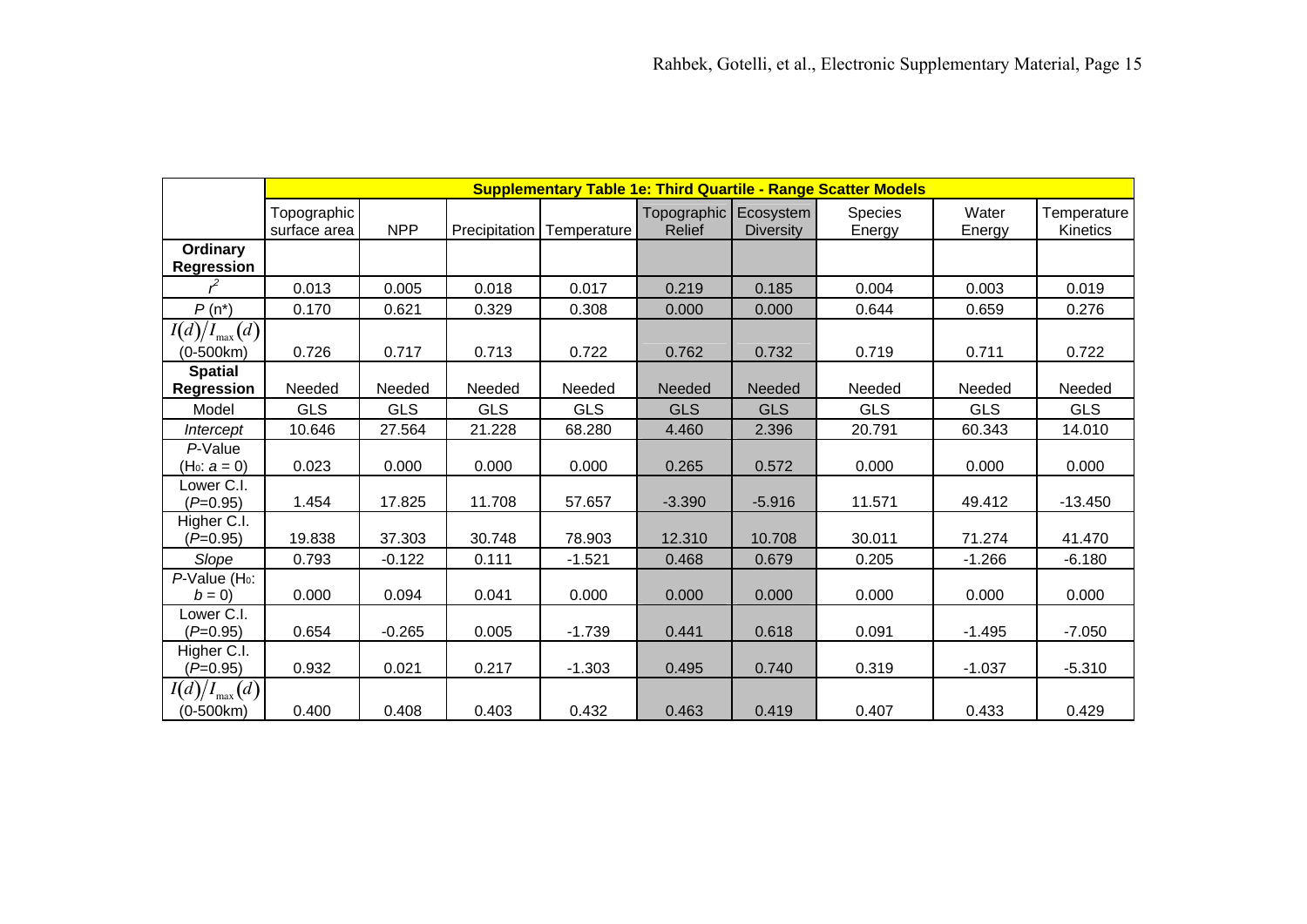| | Supplementary Table 1e: Third Quartile - Range Scatter Models | | | | | | | | |
|---|---|---|---|---|---|---|---|---|---|
| | Topographic surface area | NPP | Precipitation | Temperature | Topographic Relief | Ecosystem Diversity | Species Energy | Water Energy | Temperature Kinetics |
| **Ordinary Regression** | | | | | | | | | |
| $r^2$ | 0.013 | 0.005 | 0.018 | 0.017 | 0.219 | 0.185 | 0.004 | 0.003 | 0.019 |
| *P* (n*) | 0.170 | 0.621 | 0.329 | 0.308 | 0.000 | 0.000 | 0.644 | 0.659 | 0.276 |
| $I(d)/I_{max}(d)$ (0-500km) | 0.726 | 0.717 | 0.713 | 0.722 | 0.762 | 0.732 | 0.719 | 0.711 | 0.722 |
| **Spatial Regression** | Needed | Needed | Needed | Needed | Needed | Needed | Needed | Needed | Needed |
| Model | GLS | GLS | GLS | GLS | GLS | GLS | GLS | GLS | GLS |
| *Intercept* | 10.646 | 27.564 | 21.228 | 68.280 | 4.460 | 2.396 | 20.791 | 60.343 | 14.010 |
| *P*-Value ($H_0$: *a* = 0) | 0.023 | 0.000 | 0.000 | 0.000 | 0.265 | 0.572 | 0.000 | 0.000 | 0.000 |
| Lower C.I. (*P*=0.95) | 1.454 | 17.825 | 11.708 | 57.657 | -3.390 | -5.916 | 11.571 | 49.412 | -13.450 |
| Higher C.I. (*P*=0.95) | 19.838 | 37.303 | 30.748 | 78.903 | 12.310 | 10.708 | 30.011 | 71.274 | 41.470 |
| *Slope* | 0.793 | -0.122 | 0.111 | -1.521 | 0.468 | 0.679 | 0.205 | -1.266 | -6.180 |
| *P*-Value ($H_0$: *b* = 0) | 0.000 | 0.094 | 0.041 | 0.000 | 0.000 | 0.000 | 0.000 | 0.000 | 0.000 |
| Lower C.I. (*P*=0.95) | 0.654 | -0.265 | 0.005 | -1.739 | 0.441 | 0.618 | 0.091 | -1.495 | -7.050 |
| Higher C.I. (*P*=0.95) | 0.932 | 0.021 | 0.217 | -1.303 | 0.495 | 0.740 | 0.319 | -1.037 | -5.310 |
| $I(d)/I_{max}(d)$ (0-500km) | 0.400 | 0.408 | 0.403 | 0.432 | 0.463 | 0.419 | 0.407 | 0.433 | 0.429 |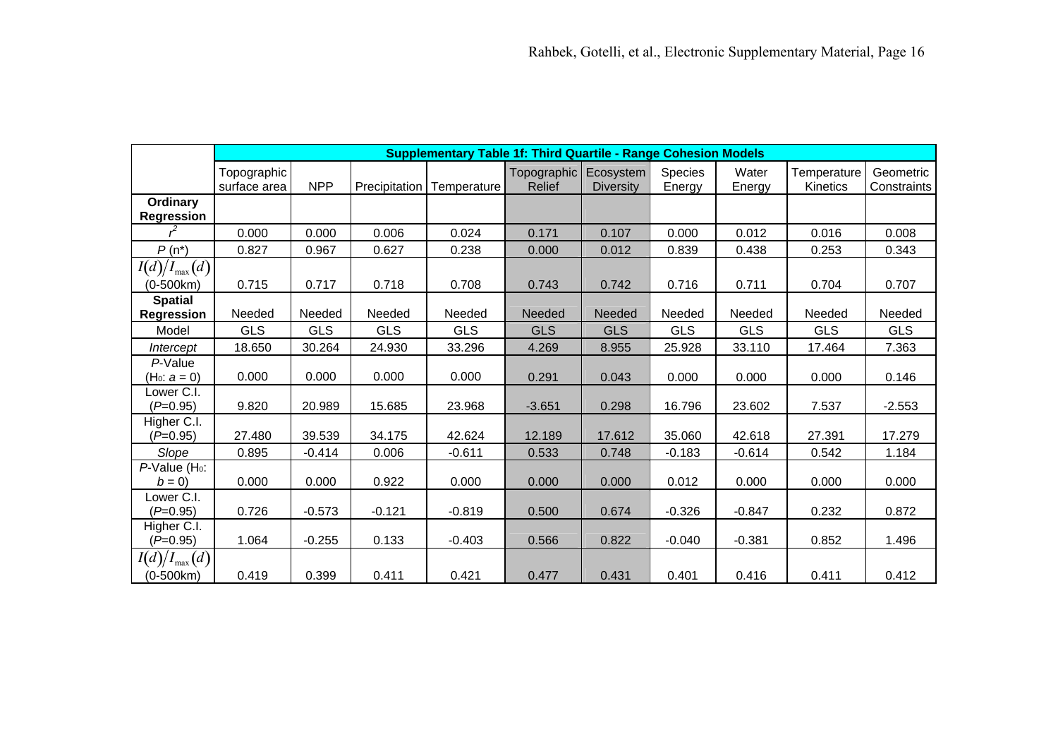| | Supplementary Table 1f: Third Quartile - Range Cohesion Models | | | | | | | | | |
|---|---|---|---|---|---|---|---|---|---|---|
| | Topographic surface area | NPP | Precipitation | Temperature | Topographic Relief | Ecosystem Diversity | Species Energy | Water Energy | Temperature Kinetics | Geometric Constraints |
| **Ordinary Regression** | | | | | | | | | | |
| $r^2$ | 0.000 | 0.000 | 0.006 | 0.024 | 0.171 | 0.107 | 0.000 | 0.012 | 0.016 | 0.008 |
| $P$ (n*) | 0.827 | 0.967 | 0.627 | 0.238 | 0.000 | 0.012 | 0.839 | 0.438 | 0.253 | 0.343 |
| $I(d)/I_{\max}(d)$ (0-500km) | 0.715 | 0.717 | 0.718 | 0.708 | 0.743 | 0.742 | 0.716 | 0.711 | 0.704 | 0.707 |
| **Spatial Regression** | Needed | Needed | Needed | Needed | Needed | Needed | Needed | Needed | Needed | Needed |
| Model | GLS | GLS | GLS | GLS | GLS | GLS | GLS | GLS | GLS | GLS |
| *Intercept* | 18.650 | 30.264 | 24.930 | 33.296 | 4.269 | 8.955 | 25.928 | 33.110 | 17.464 | 7.363 |
| *P*-Value ($H_0$: $a = 0$) | 0.000 | 0.000 | 0.000 | 0.000 | 0.291 | 0.043 | 0.000 | 0.000 | 0.000 | 0.146 |
| Lower C.I. ($P$=0.95) | 9.820 | 20.989 | 15.685 | 23.968 | -3.651 | 0.298 | 16.796 | 23.602 | 7.537 | -2.553 |
| Higher C.I. ($P$=0.95) | 27.480 | 39.539 | 34.175 | 42.624 | 12.189 | 17.612 | 35.060 | 42.618 | 27.391 | 17.279 |
| *Slope* | 0.895 | -0.414 | 0.006 | -0.611 | 0.533 | 0.748 | -0.183 | -0.614 | 0.542 | 1.184 |
| *P*-Value ($H_0$: $b = 0$) | 0.000 | 0.000 | 0.922 | 0.000 | 0.000 | 0.000 | 0.012 | 0.000 | 0.000 | 0.000 |
| Lower C.I. ($P$=0.95) | 0.726 | -0.573 | -0.121 | -0.819 | 0.500 | 0.674 | -0.326 | -0.847 | 0.232 | 0.872 |
| Higher C.I. ($P$=0.95) | 1.064 | -0.255 | 0.133 | -0.403 | 0.566 | 0.822 | -0.040 | -0.381 | 0.852 | 1.496 |
| $I(d)/I_{\max}(d)$ (0-500km) | 0.419 | 0.399 | 0.411 | 0.421 | 0.477 | 0.431 | 0.401 | 0.416 | 0.411 | 0.412 |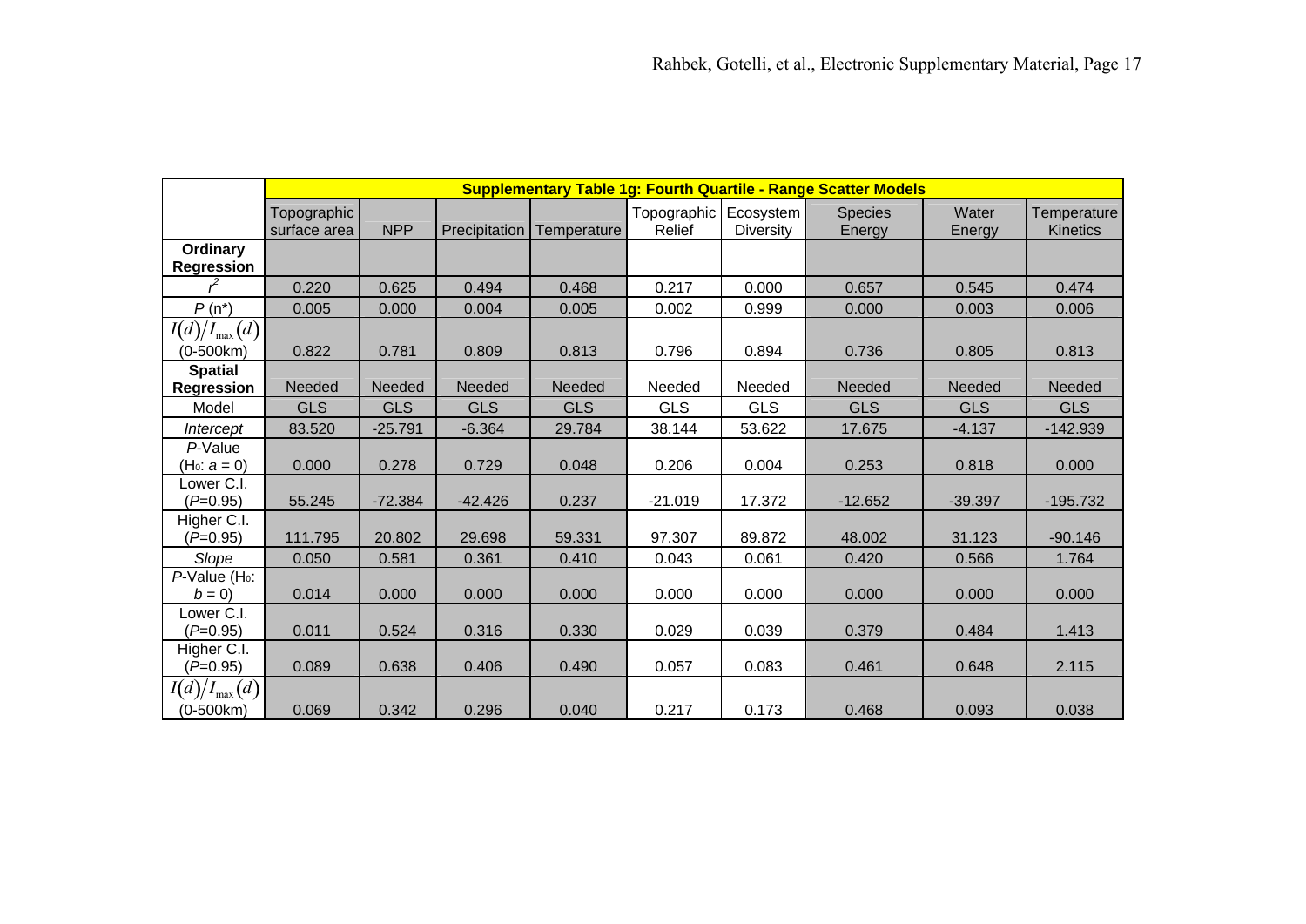| | **Supplementary Table 1g: Fourth Quartile - Range Scatter Models** | | | | | | | | |
|---|---|---|---|---|---|---|---|---|---|
| | Topographic surface area | NPP | Precipitation | Temperature | Topographic Relief | Ecosystem Diversity | Species Energy | Water Energy | Temperature Kinetics |
| **Ordinary Regression** | | | | | | | | | |
| $r^2$ | 0.220 | 0.625 | 0.494 | 0.468 | 0.217 | 0.000 | 0.657 | 0.545 | 0.474 |
| $P$ (n*) | 0.005 | 0.000 | 0.004 | 0.005 | 0.002 | 0.999 | 0.000 | 0.003 | 0.006 |
| $I(d)/I_{\max}(d)$ (0-500km) | 0.822 | 0.781 | 0.809 | 0.813 | 0.796 | 0.894 | 0.736 | 0.805 | 0.813 |
| **Spatial Regression** | Needed | Needed | Needed | Needed | Needed | Needed | Needed | Needed | Needed |
| Model | GLS | GLS | GLS | GLS | GLS | GLS | GLS | GLS | GLS |
| *Intercept* | 83.520 | -25.791 | -6.364 | 29.784 | 38.144 | 53.622 | 17.675 | -4.137 | -142.939 |
| *P*-Value ($H_0$: $a = 0$) | 0.000 | 0.278 | 0.729 | 0.048 | 0.206 | 0.004 | 0.253 | 0.818 | 0.000 |
| Lower C.I. ($P$=0.95) | 55.245 | -72.384 | -42.426 | 0.237 | -21.019 | 17.372 | -12.652 | -39.397 | -195.732 |
| Higher C.I. ($P$=0.95) | 111.795 | 20.802 | 29.698 | 59.331 | 97.307 | 89.872 | 48.002 | 31.123 | -90.146 |
| *Slope* | 0.050 | 0.581 | 0.361 | 0.410 | 0.043 | 0.061 | 0.420 | 0.566 | 1.764 |
| *P*-Value ($H_0$: $b = 0$) | 0.014 | 0.000 | 0.000 | 0.000 | 0.000 | 0.000 | 0.000 | 0.000 | 0.000 |
| Lower C.I. ($P$=0.95) | 0.011 | 0.524 | 0.316 | 0.330 | 0.029 | 0.039 | 0.379 | 0.484 | 1.413 |
| Higher C.I. ($P$=0.95) | 0.089 | 0.638 | 0.406 | 0.490 | 0.057 | 0.083 | 0.461 | 0.648 | 2.115 |
| $I(d)/I_{\max}(d)$ (0-500km) | 0.069 | 0.342 | 0.296 | 0.040 | 0.217 | 0.173 | 0.468 | 0.093 | 0.038 |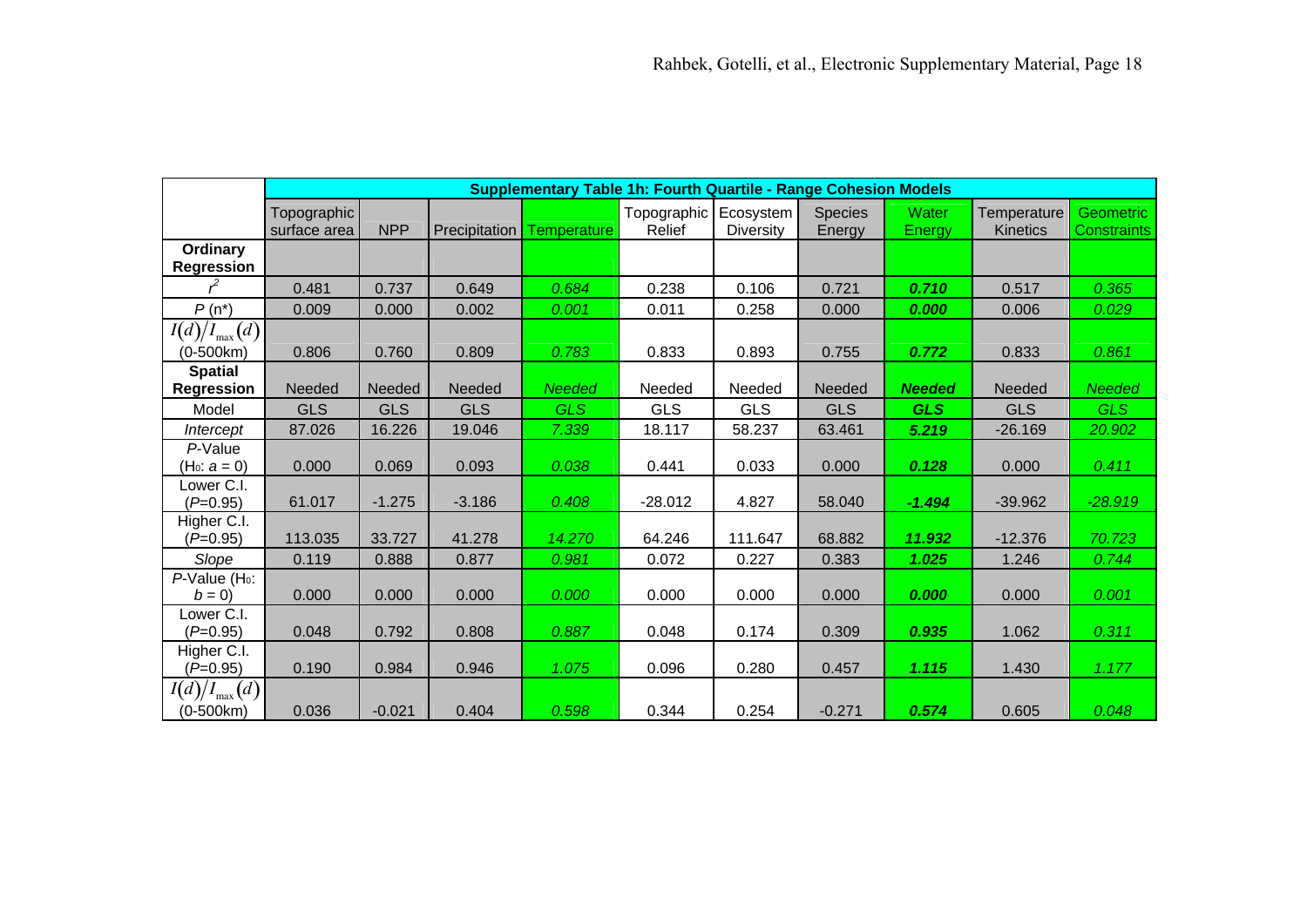| | Supplementary Table 1h: Fourth Quartile - Range Cohesion Models | | | | | | | | | |
|---|---|---|---|---|---|---|---|---|---|---|
| | Topographic surface area | NPP | Precipitation | Temperature | Topographic Relief | Ecosystem Diversity | Species Energy | Water Energy | Temperature Kinetics | Geometric Constraints |
| **Ordinary Regression** | | | | | | | | | | |
| $r^2$ | 0.481 | 0.737 | 0.649 | *0.684* | 0.238 | 0.106 | 0.721 | ***0.710*** | 0.517 | *0.365* |
| $P$ (n*) | 0.009 | 0.000 | 0.002 | *0.001* | 0.011 | 0.258 | 0.000 | ***0.000*** | 0.006 | *0.029* |
| $I(d)/I_{\max}(d)$ (0-500km) | 0.806 | 0.760 | 0.809 | *0.783* | 0.833 | 0.893 | 0.755 | ***0.772*** | 0.833 | *0.861* |
| **Spatial Regression** | Needed | Needed | Needed | *Needed* | Needed | Needed | Needed | ***Needed*** | Needed | *Needed* |
| Model | GLS | GLS | GLS | *GLS* | GLS | GLS | GLS | ***GLS*** | GLS | *GLS* |
| *Intercept* | 87.026 | 16.226 | 19.046 | *7.339* | 18.117 | 58.237 | 63.461 | ***5.219*** | -26.169 | *20.902* |
| *P*-Value (H₀: $a$ = 0) | 0.000 | 0.069 | 0.093 | *0.038* | 0.441 | 0.033 | 0.000 | ***0.128*** | 0.000 | *0.411* |
| Lower C.I. (*P*=0.95) | 61.017 | -1.275 | -3.186 | *0.408* | -28.012 | 4.827 | 58.040 | ***-1.494*** | -39.962 | *-28.919* |
| Higher C.I. (*P*=0.95) | 113.035 | 33.727 | 41.278 | *14.270* | 64.246 | 111.647 | 68.882 | ***11.932*** | -12.376 | *70.723* |
| *Slope* | 0.119 | 0.888 | 0.877 | *0.981* | 0.072 | 0.227 | 0.383 | ***1.025*** | 1.246 | *0.744* |
| *P*-Value (H₀: $b$ = 0) | 0.000 | 0.000 | 0.000 | *0.000* | 0.000 | 0.000 | 0.000 | ***0.000*** | 0.000 | *0.001* |
| Lower C.I. (*P*=0.95) | 0.048 | 0.792 | 0.808 | *0.887* | 0.048 | 0.174 | 0.309 | ***0.935*** | 1.062 | *0.311* |
| Higher C.I. (*P*=0.95) | 0.190 | 0.984 | 0.946 | *1.075* | 0.096 | 0.280 | 0.457 | ***1.115*** | 1.430 | *1.177* |
| $I(d)/I_{\max}(d)$ (0-500km) | 0.036 | -0.021 | 0.404 | *0.598* | 0.344 | 0.254 | -0.271 | ***0.574*** | 0.605 | *0.048* |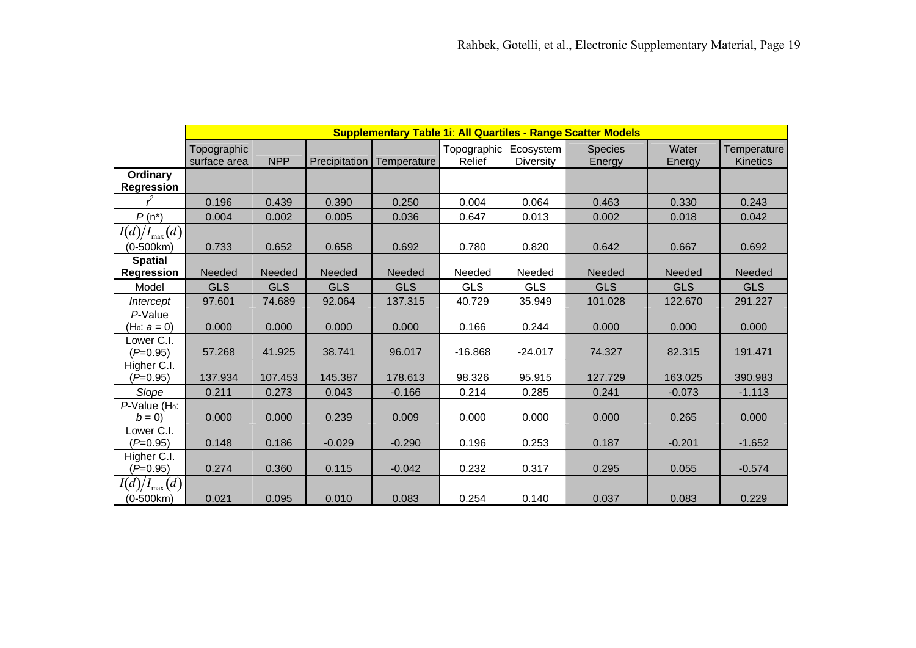| | **Supplementary Table 1i: All Quartiles - Range Scatter Models** | | | | | | | | |
|---|---|---|---|---|---|---|---|---|---|
| | Topographic surface area | NPP | Precipitation | Temperature | Topographic Relief | Ecosystem Diversity | Species Energy | Water Energy | Temperature Kinetics |
| **Ordinary Regression** | | | | | | | | | |
| $r^2$ | 0.196 | 0.439 | 0.390 | 0.250 | 0.004 | 0.064 | 0.463 | 0.330 | 0.243 |
| $P$ (n*) | 0.004 | 0.002 | 0.005 | 0.036 | 0.647 | 0.013 | 0.002 | 0.018 | 0.042 |
| $I(d)/I_{\max}(d)$ (0-500km) | 0.733 | 0.652 | 0.658 | 0.692 | 0.780 | 0.820 | 0.642 | 0.667 | 0.692 |
| **Spatial Regression** | Needed | Needed | Needed | Needed | Needed | Needed | Needed | Needed | Needed |
| Model | GLS | GLS | GLS | GLS | GLS | GLS | GLS | GLS | GLS |
| *Intercept* | 97.601 | 74.689 | 92.064 | 137.315 | 40.729 | 35.949 | 101.028 | 122.670 | 291.227 |
| *P*-Value ($H_0$: $a = 0$) | 0.000 | 0.000 | 0.000 | 0.000 | 0.166 | 0.244 | 0.000 | 0.000 | 0.000 |
| Lower C.I. ($P$=0.95) | 57.268 | 41.925 | 38.741 | 96.017 | -16.868 | -24.017 | 74.327 | 82.315 | 191.471 |
| Higher C.I. ($P$=0.95) | 137.934 | 107.453 | 145.387 | 178.613 | 98.326 | 95.915 | 127.729 | 163.025 | 390.983 |
| *Slope* | 0.211 | 0.273 | 0.043 | -0.166 | 0.214 | 0.285 | 0.241 | -0.073 | -1.113 |
| *P*-Value ($H_0$: $b = 0$) | 0.000 | 0.000 | 0.239 | 0.009 | 0.000 | 0.000 | 0.000 | 0.265 | 0.000 |
| Lower C.I. ($P$=0.95) | 0.148 | 0.186 | -0.029 | -0.290 | 0.196 | 0.253 | 0.187 | -0.201 | -1.652 |
| Higher C.I. ($P$=0.95) | 0.274 | 0.360 | 0.115 | -0.042 | 0.232 | 0.317 | 0.295 | 0.055 | -0.574 |
| $I(d)/I_{\max}(d)$ (0-500km) | 0.021 | 0.095 | 0.010 | 0.083 | 0.254 | 0.140 | 0.037 | 0.083 | 0.229 |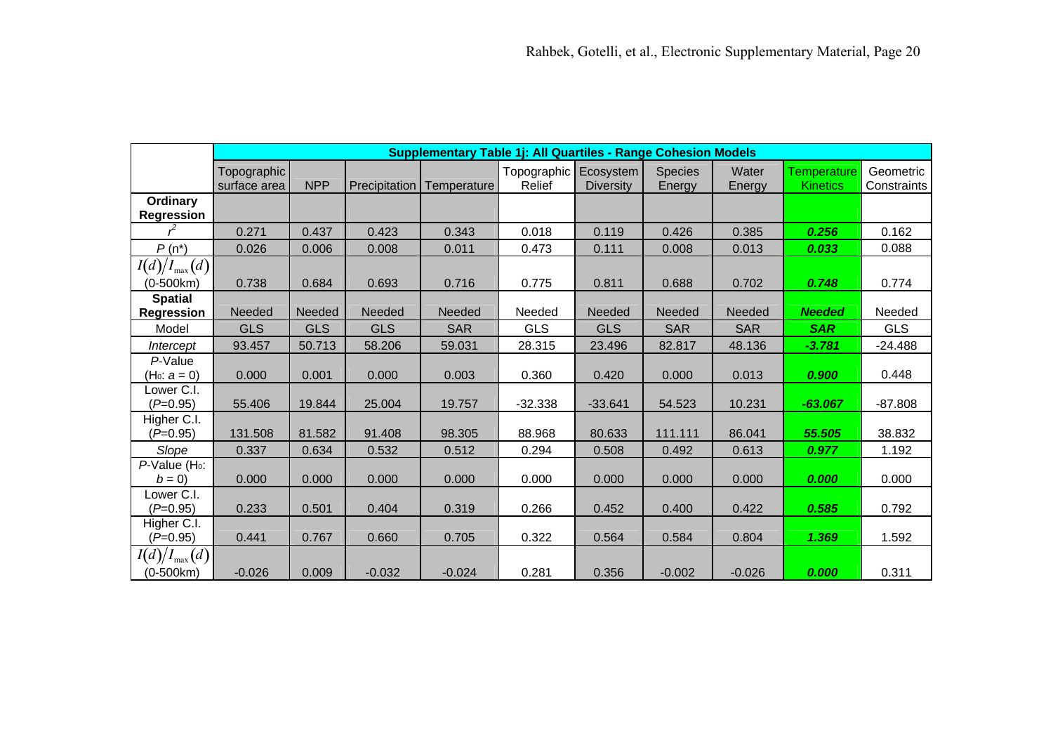| | Supplementary Table 1j: All Quartiles - Range Cohesion Models | | | | | | | | | |
|---|---|---|---|---|---|---|---|---|---|---|
| | Topographic surface area | NPP | Precipitation | Temperature | Topographic Relief | Ecosystem Diversity | Species Energy | Water Energy | Temperature Kinetics | Geometric Constraints |
| **Ordinary Regression** | | | | | | | | | | |
| $r^2$ | 0.271 | 0.437 | 0.423 | 0.343 | 0.018 | 0.119 | 0.426 | 0.385 | ***0.256*** | 0.162 |
| $P$ (n*) | 0.026 | 0.006 | 0.008 | 0.011 | 0.473 | 0.111 | 0.008 | 0.013 | ***0.033*** | 0.088 |
| $I(d)/I_{\max}(d)$ (0-500km) | 0.738 | 0.684 | 0.693 | 0.716 | 0.775 | 0.811 | 0.688 | 0.702 | ***0.748*** | 0.774 |
| **Spatial Regression** | Needed | Needed | Needed | Needed | Needed | Needed | Needed | Needed | ***Needed*** | Needed |
| Model | GLS | GLS | GLS | SAR | GLS | GLS | SAR | SAR | ***SAR*** | GLS |
| *Intercept* | 93.457 | 50.713 | 58.206 | 59.031 | 28.315 | 23.496 | 82.817 | 48.136 | ***-3.781*** | -24.488 |
| *P*-Value ($H_0$: $a = 0$) | 0.000 | 0.001 | 0.000 | 0.003 | 0.360 | 0.420 | 0.000 | 0.013 | ***0.900*** | 0.448 |
| Lower C.I. ($P$=0.95) | 55.406 | 19.844 | 25.004 | 19.757 | -32.338 | -33.641 | 54.523 | 10.231 | ***-63.067*** | -87.808 |
| Higher C.I. ($P$=0.95) | 131.508 | 81.582 | 91.408 | 98.305 | 88.968 | 80.633 | 111.111 | 86.041 | ***55.505*** | 38.832 |
| *Slope* | 0.337 | 0.634 | 0.532 | 0.512 | 0.294 | 0.508 | 0.492 | 0.613 | ***0.977*** | 1.192 |
| *P*-Value ($H_0$: $b = 0$) | 0.000 | 0.000 | 0.000 | 0.000 | 0.000 | 0.000 | 0.000 | 0.000 | ***0.000*** | 0.000 |
| Lower C.I. ($P$=0.95) | 0.233 | 0.501 | 0.404 | 0.319 | 0.266 | 0.452 | 0.400 | 0.422 | ***0.585*** | 0.792 |
| Higher C.I. ($P$=0.95) | 0.441 | 0.767 | 0.660 | 0.705 | 0.322 | 0.564 | 0.584 | 0.804 | ***1.369*** | 1.592 |
| $I(d)/I_{\max}(d)$ (0-500km) | -0.026 | 0.009 | -0.032 | -0.024 | 0.281 | 0.356 | -0.002 | -0.026 | ***0.000*** | 0.311 |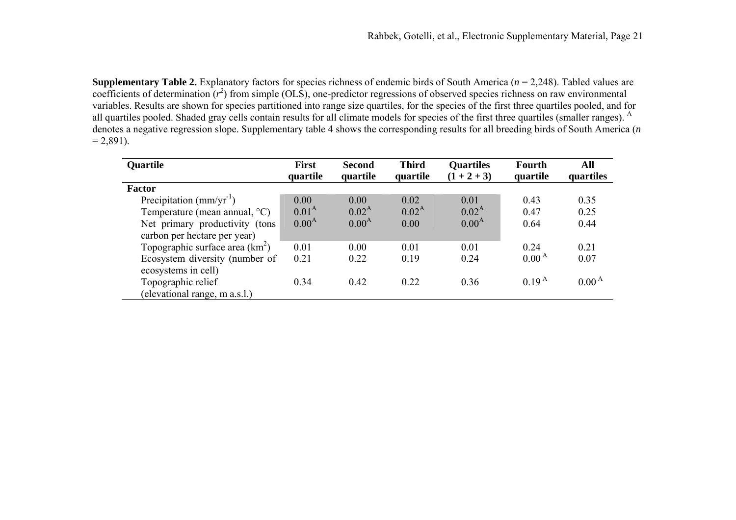**Supplementary Table 2.** Explanatory factors for species richness of endemic birds of South America (*n* = 2,248). Tabled values are coefficients of determination ($r^2$) from simple (OLS), one-predictor regressions of observed species richness on raw environmental variables. Results are shown for species partitioned into range size quartiles, for the species of the first three quartiles pooled, and for all quartiles pooled. Shaded gray cells contain results for all climate models for species of the first three quartiles (smaller ranges). $^A$ denotes a negative regression slope. Supplementary table 4 shows the corresponding results for all breeding birds of South America (*n* = 2,891).

| Quartile | First quartile | Second quartile | Third quartile | Quartiles (1 + 2 + 3) | Fourth quartile | All quartiles |
|---|---|---|---|---|---|---|
| **Factor** | | | | | | |
| Precipitation (mm/yr$^{-1}$) | 0.00 | 0.00 | 0.02 | 0.01 | 0.43 | 0.35 |
| Temperature (mean annual, °C) | $0.01^A$ | $0.02^A$ | $0.02^A$ | $0.02^A$ | 0.47 | 0.25 |
| Net primary productivity (tons carbon per hectare per year) | $0.00^A$ | $0.00^A$ | 0.00 | $0.00^A$ | 0.64 | 0.44 |
| Topographic surface area (km$^2$) | 0.01 | 0.00 | 0.01 | 0.01 | 0.24 | 0.21 |
| Ecosystem diversity (number of ecosystems in cell) | 0.21 | 0.22 | 0.19 | 0.24 | $0.00^A$ | 0.07 |
| Topographic relief (elevational range, m a.s.l.) | 0.34 | 0.42 | 0.22 | 0.36 | $0.19^A$ | $0.00^A$ |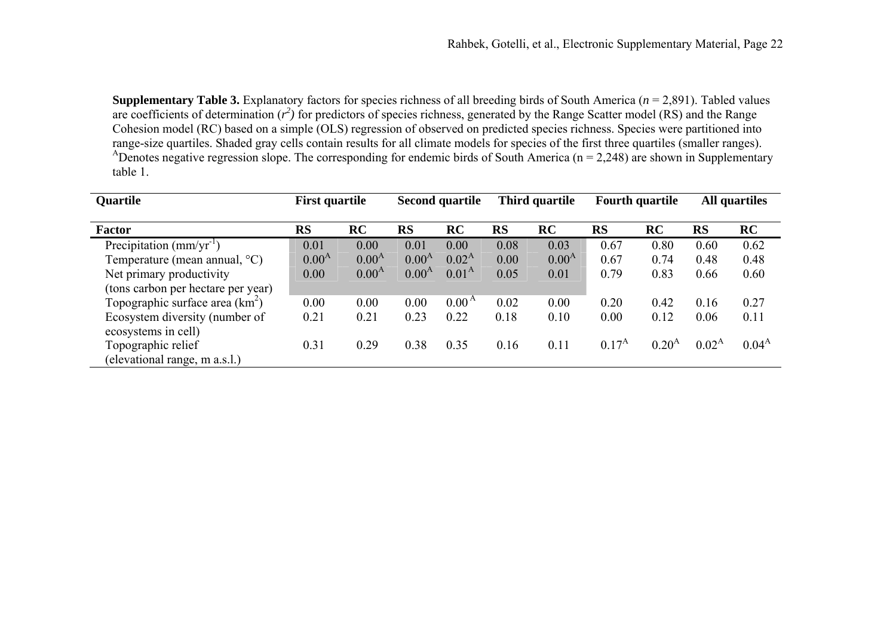**Supplementary Table 3.** Explanatory factors for species richness of all breeding birds of South America (*n* = 2,891). Tabled values are coefficients of determination ($r^2$) for predictors of species richness, generated by the Range Scatter model (RS) and the Range Cohesion model (RC) based on a simple (OLS) regression of observed on predicted species richness. Species were partitioned into range-size quartiles. Shaded gray cells contain results for all climate models for species of the first three quartiles (smaller ranges). [A]Denotes negative regression slope. The corresponding for endemic birds of South America (n = 2,248) are shown in Supplementary table 1.

| Quartile | First quartile | | Second quartile | | Third quartile | | Fourth quartile | | All quartiles | |
|---|---|---|---|---|---|---|---|---|---|---|
| **Factor** | **RS** | **RC** | **RS** | **RC** | **RS** | **RC** | **RS** | **RC** | **RS** | **RC** |
| Precipitation (mm/yr$^{-1}$) | 0.01 | 0.00 | 0.01 | 0.00 | 0.08 | 0.03 | 0.67 | 0.80 | 0.60 | 0.62 |
| Temperature (mean annual, °C) | 0.00[A] | 0.00[A] | 0.00[A] | 0.02[A] | 0.00 | 0.00[A] | 0.67 | 0.74 | 0.48 | 0.48 |
| Net primary productivity (tons carbon per hectare per year) | 0.00 | 0.00[A] | 0.00[A] | 0.01[A] | 0.05 | 0.01 | 0.79 | 0.83 | 0.66 | 0.60 |
| Topographic surface area (km$^2$) | 0.00 | 0.00 | 0.00 | 0.00[A] | 0.02 | 0.00 | 0.20 | 0.42 | 0.16 | 0.27 |
| Ecosystem diversity (number of ecosystems in cell) | 0.21 | 0.21 | 0.23 | 0.22 | 0.18 | 0.10 | 0.00 | 0.12 | 0.06 | 0.11 |
| Topographic relief (elevational range, m a.s.l.) | 0.31 | 0.29 | 0.38 | 0.35 | 0.16 | 0.11 | 0.17[A] | 0.20[A] | 0.02[A] | 0.04[A] |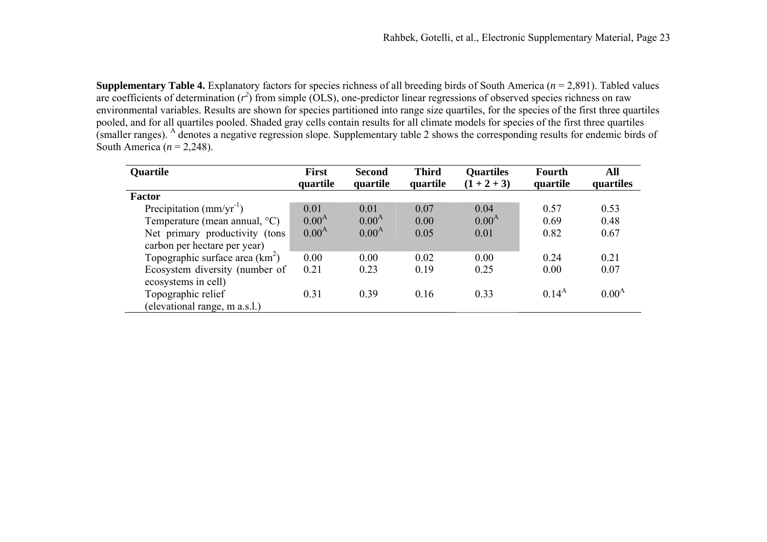**Supplementary Table 4.** Explanatory factors for species richness of all breeding birds of South America ($n$ = 2,891). Tabled values are coefficients of determination ($r^2$) from simple (OLS), one-predictor linear regressions of observed species richness on raw environmental variables. Results are shown for species partitioned into range size quartiles, for the species of the first three quartiles pooled, and for all quartiles pooled. Shaded gray cells contain results for all climate models for species of the first three quartiles (smaller ranges). [A] denotes a negative regression slope. Supplementary table 2 shows the corresponding results for endemic birds of South America ($n$ = 2,248).

| Quartile | First quartile | Second quartile | Third quartile | Quartiles (1 + 2 + 3) | Fourth quartile | All quartiles |
|---|---|---|---|---|---|---|
| **Factor** | | | | | | |
| Precipitation (mm/yr$^{-1}$) | 0.01 | 0.01 | 0.07 | 0.04 | 0.57 | 0.53 |
| Temperature (mean annual, °C) | 0.00[A] | 0.00[A] | 0.00 | 0.00[A] | 0.69 | 0.48 |
| Net primary productivity (tons carbon per hectare per year) | 0.00[A] | 0.00[A] | 0.05 | 0.01 | 0.82 | 0.67 |
| Topographic surface area (km$^2$) | 0.00 | 0.00 | 0.02 | 0.00 | 0.24 | 0.21 |
| Ecosystem diversity (number of ecosystems in cell) | 0.21 | 0.23 | 0.19 | 0.25 | 0.00 | 0.07 |
| Topographic relief (elevational range, m a.s.l.) | 0.31 | 0.39 | 0.16 | 0.33 | 0.14[A] | 0.00[A] |